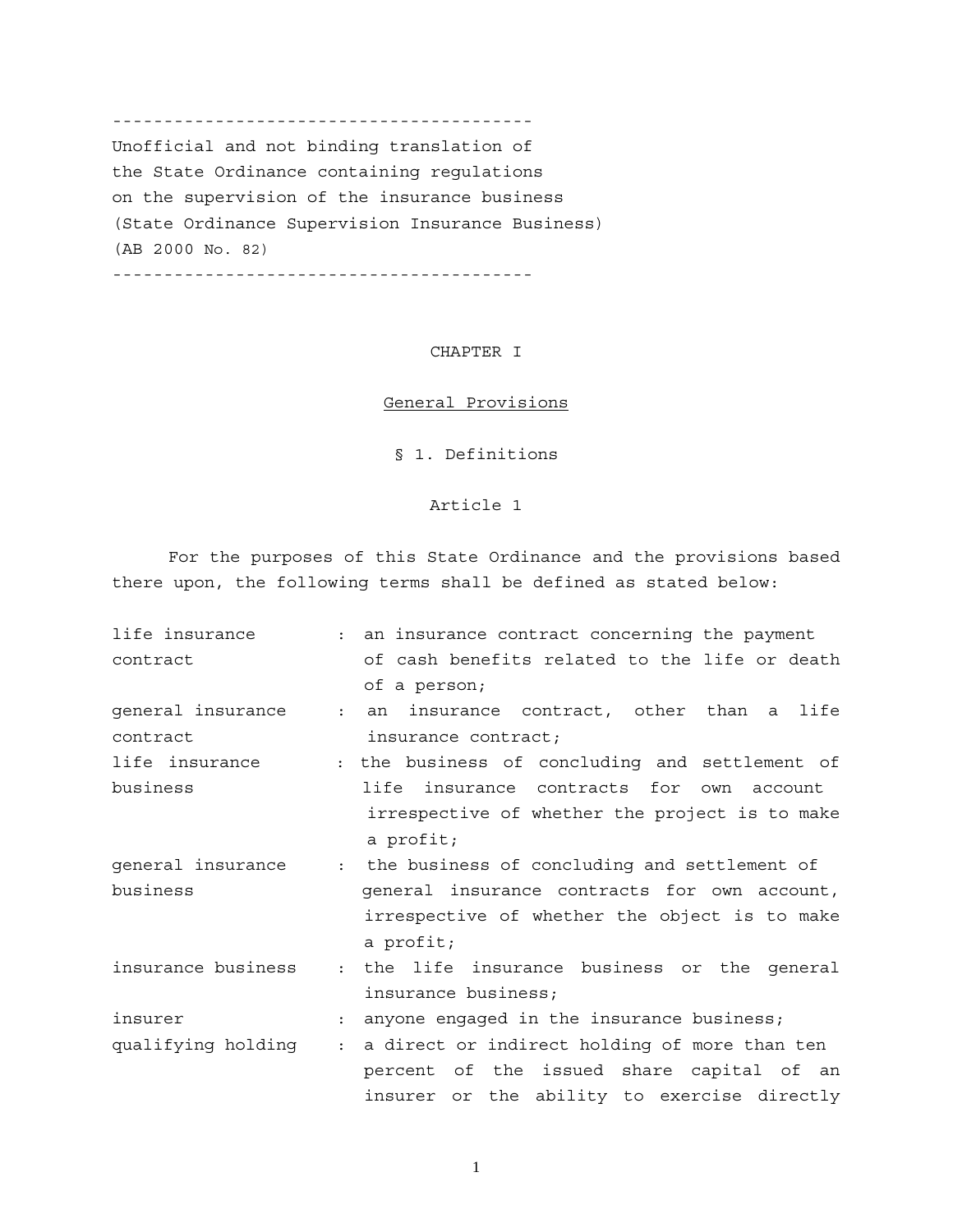----------------------------------------
Unofficial and not binding translation of
the State Ordinance containing regulations
on the supervision of the insurance business
(State Ordinance Supervision Insurance Business)
(AB 2000 No. 82)
----------------------------------------

# CHAPTER I

## General Provisions

### § 1. Definitions

#### Article 1

For the purposes of this State Ordinance and the provisions based there upon, the following terms shall be defined as stated below:

| | |
|---|---|
| life insurance contract | : an insurance contract concerning the payment of cash benefits related to the life or death of a person; |
| general insurance contract | : an insurance contract, other than a life insurance contract; |
| life insurance business | : the business of concluding and settlement of life insurance contracts for own account irrespective of whether the project is to make a profit; |
| general insurance business | : the business of concluding and settlement of general insurance contracts for own account, irrespective of whether the object is to make a profit; |
| insurance business | : the life insurance business or the general insurance business; |
| insurer | : anyone engaged in the insurance business; |
| qualifying holding | : a direct or indirect holding of more than ten percent of the issued share capital of an insurer or the ability to exercise directly |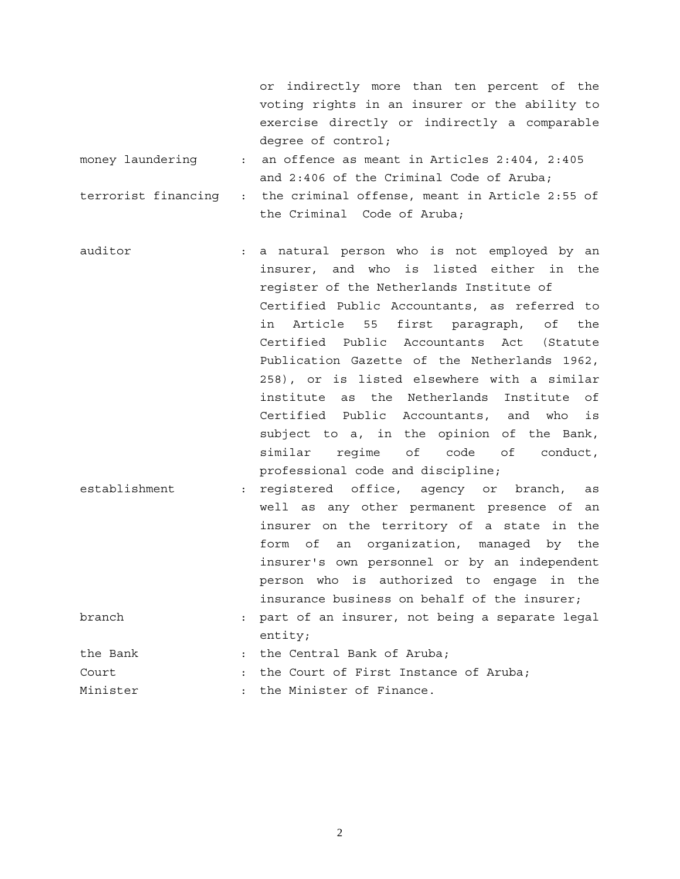or indirectly more than ten percent of the voting rights in an insurer or the ability to exercise directly or indirectly a comparable degree of control;

money laundering : an offence as meant in Articles 2:404, 2:405 and 2:406 of the Criminal Code of Aruba;

terrorist financing : the criminal offense, meant in Article 2:55 of the Criminal Code of Aruba;

auditor : a natural person who is not employed by an insurer, and who is listed either in the register of the Netherlands Institute of Certified Public Accountants, as referred to in Article 55 first paragraph, of the Certified Public Accountants Act (Statute Publication Gazette of the Netherlands 1962, 258), or is listed elsewhere with a similar institute as the Netherlands Institute of Certified Public Accountants, and who is subject to a, in the opinion of the Bank, similar regime of code of conduct, professional code and discipline;

establishment : registered office, agency or branch, as well as any other permanent presence of an insurer on the territory of a state in the form of an organization, managed by the insurer's own personnel or by an independent person who is authorized to engage in the insurance business on behalf of the insurer;

branch : part of an insurer, not being a separate legal entity;

the Bank : the Central Bank of Aruba;

Court : the Court of First Instance of Aruba;

Minister : the Minister of Finance.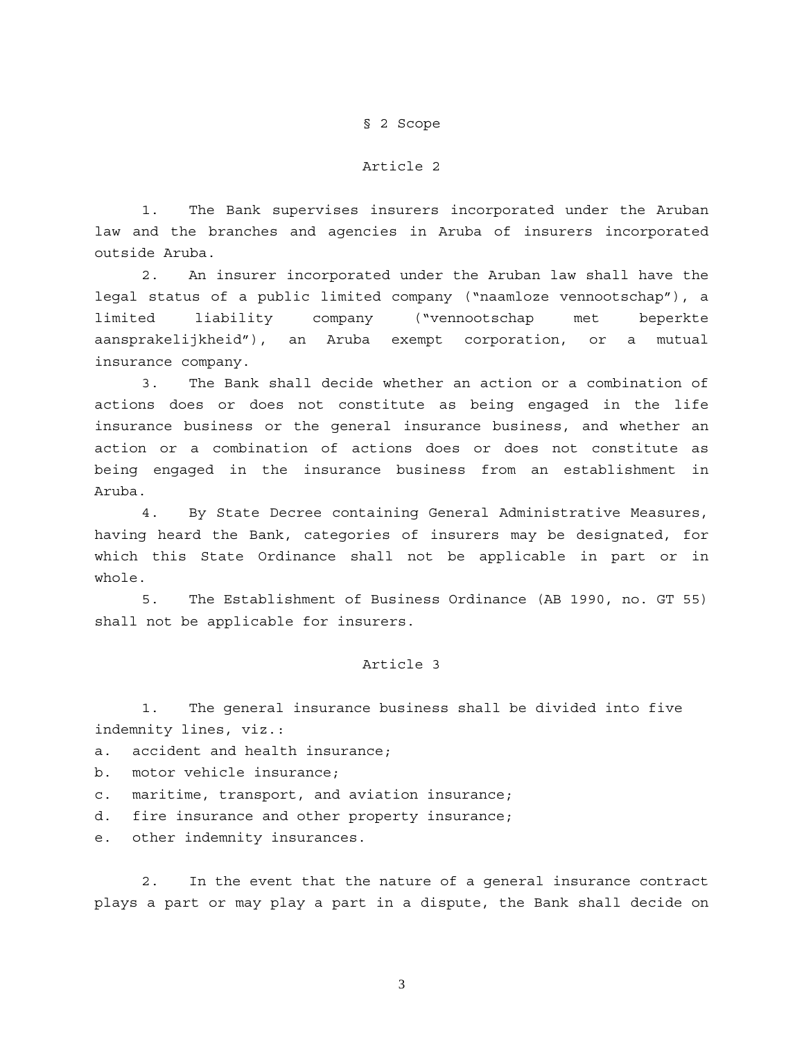## § 2 Scope

### Article 2

1. The Bank supervises insurers incorporated under the Aruban law and the branches and agencies in Aruba of insurers incorporated outside Aruba.

2. An insurer incorporated under the Aruban law shall have the legal status of a public limited company ("naamloze vennootschap"), a limited liability company ("vennootschap met beperkte aansprakelijkheid"), an Aruba exempt corporation, or a mutual insurance company.

3. The Bank shall decide whether an action or a combination of actions does or does not constitute as being engaged in the life insurance business or the general insurance business, and whether an action or a combination of actions does or does not constitute as being engaged in the insurance business from an establishment in Aruba.

4. By State Decree containing General Administrative Measures, having heard the Bank, categories of insurers may be designated, for which this State Ordinance shall not be applicable in part or in whole.

5. The Establishment of Business Ordinance (AB 1990, no. GT 55) shall not be applicable for insurers.

### Article 3

1. The general insurance business shall be divided into five indemnity lines, viz.:

a. accident and health insurance;
b. motor vehicle insurance;
c. maritime, transport, and aviation insurance;
d. fire insurance and other property insurance;
e. other indemnity insurances.

2. In the event that the nature of a general insurance contract plays a part or may play a part in a dispute, the Bank shall decide on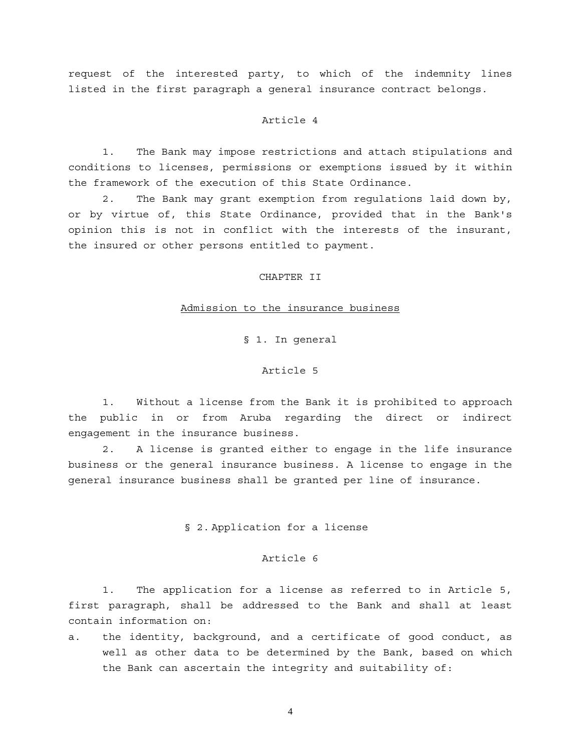request of the interested party, to which of the indemnity lines listed in the first paragraph a general insurance contract belongs.

### Article 4

1. The Bank may impose restrictions and attach stipulations and conditions to licenses, permissions or exemptions issued by it within the framework of the execution of this State Ordinance.

2. The Bank may grant exemption from regulations laid down by, or by virtue of, this State Ordinance, provided that in the Bank's opinion this is not in conflict with the interests of the insurant, the insured or other persons entitled to payment.

## CHAPTER II

## Admission to the insurance business

### § 1. In general

### Article 5

1. Without a license from the Bank it is prohibited to approach the public in or from Aruba regarding the direct or indirect engagement in the insurance business.

2. A license is granted either to engage in the life insurance business or the general insurance business. A license to engage in the general insurance business shall be granted per line of insurance.

### § 2. Application for a license

### Article 6

1. The application for a license as referred to in Article 5, first paragraph, shall be addressed to the Bank and shall at least contain information on:

a. the identity, background, and a certificate of good conduct, as well as other data to be determined by the Bank, based on which the Bank can ascertain the integrity and suitability of: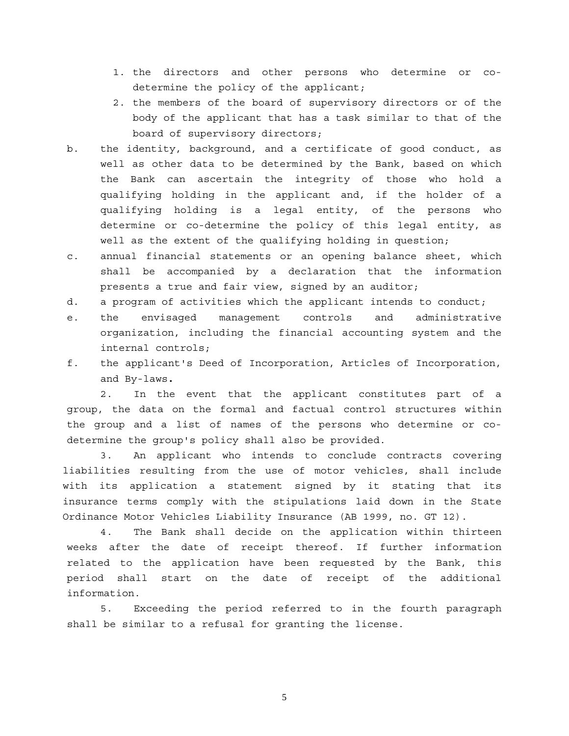1. the directors and other persons who determine or co-determine the policy of the applicant;
2. the members of the board of supervisory directors or of the body of the applicant that has a task similar to that of the board of supervisory directors;

b. the identity, background, and a certificate of good conduct, as well as other data to be determined by the Bank, based on which the Bank can ascertain the integrity of those who hold a qualifying holding in the applicant and, if the holder of a qualifying holding is a legal entity, of the persons who determine or co-determine the policy of this legal entity, as well as the extent of the qualifying holding in question;

c. annual financial statements or an opening balance sheet, which shall be accompanied by a declaration that the information presents a true and fair view, signed by an auditor;

d. a program of activities which the applicant intends to conduct;

e. the envisaged management controls and administrative organization, including the financial accounting system and the internal controls;

f. the applicant's Deed of Incorporation, Articles of Incorporation, and By-laws.

2. In the event that the applicant constitutes part of a group, the data on the formal and factual control structures within the group and a list of names of the persons who determine or co-determine the group's policy shall also be provided.

3. An applicant who intends to conclude contracts covering liabilities resulting from the use of motor vehicles, shall include with its application a statement signed by it stating that its insurance terms comply with the stipulations laid down in the State Ordinance Motor Vehicles Liability Insurance (AB 1999, no. GT 12).

4. The Bank shall decide on the application within thirteen weeks after the date of receipt thereof. If further information related to the application have been requested by the Bank, this period shall start on the date of receipt of the additional information.

5. Exceeding the period referred to in the fourth paragraph shall be similar to a refusal for granting the license.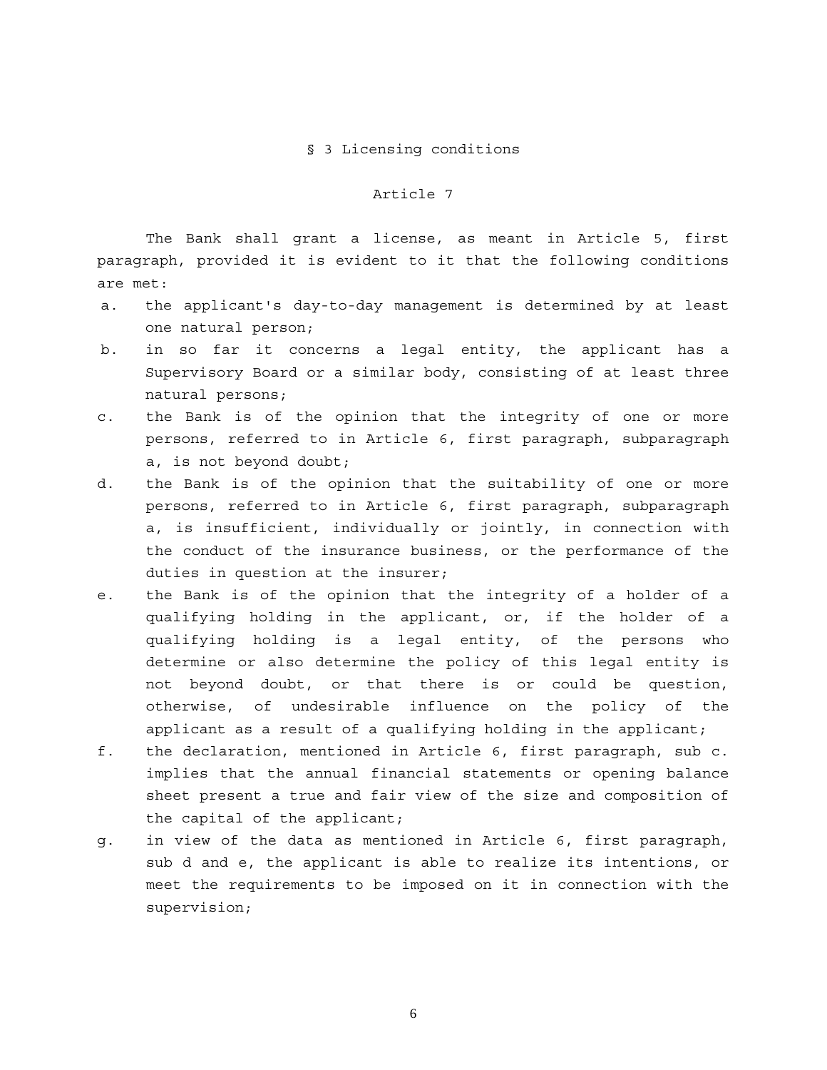## § 3 Licensing conditions

### Article 7

The Bank shall grant a license, as meant in Article 5, first paragraph, provided it is evident to it that the following conditions are met:

a. the applicant's day-to-day management is determined by at least one natural person;
b. in so far it concerns a legal entity, the applicant has a Supervisory Board or a similar body, consisting of at least three natural persons;
c. the Bank is of the opinion that the integrity of one or more persons, referred to in Article 6, first paragraph, subparagraph a, is not beyond doubt;
d. the Bank is of the opinion that the suitability of one or more persons, referred to in Article 6, first paragraph, subparagraph a, is insufficient, individually or jointly, in connection with the conduct of the insurance business, or the performance of the duties in question at the insurer;
e. the Bank is of the opinion that the integrity of a holder of a qualifying holding in the applicant, or, if the holder of a qualifying holding is a legal entity, of the persons who determine or also determine the policy of this legal entity is not beyond doubt, or that there is or could be question, otherwise, of undesirable influence on the policy of the applicant as a result of a qualifying holding in the applicant;
f. the declaration, mentioned in Article 6, first paragraph, sub c. implies that the annual financial statements or opening balance sheet present a true and fair view of the size and composition of the capital of the applicant;
g. in view of the data as mentioned in Article 6, first paragraph, sub d and e, the applicant is able to realize its intentions, or meet the requirements to be imposed on it in connection with the supervision;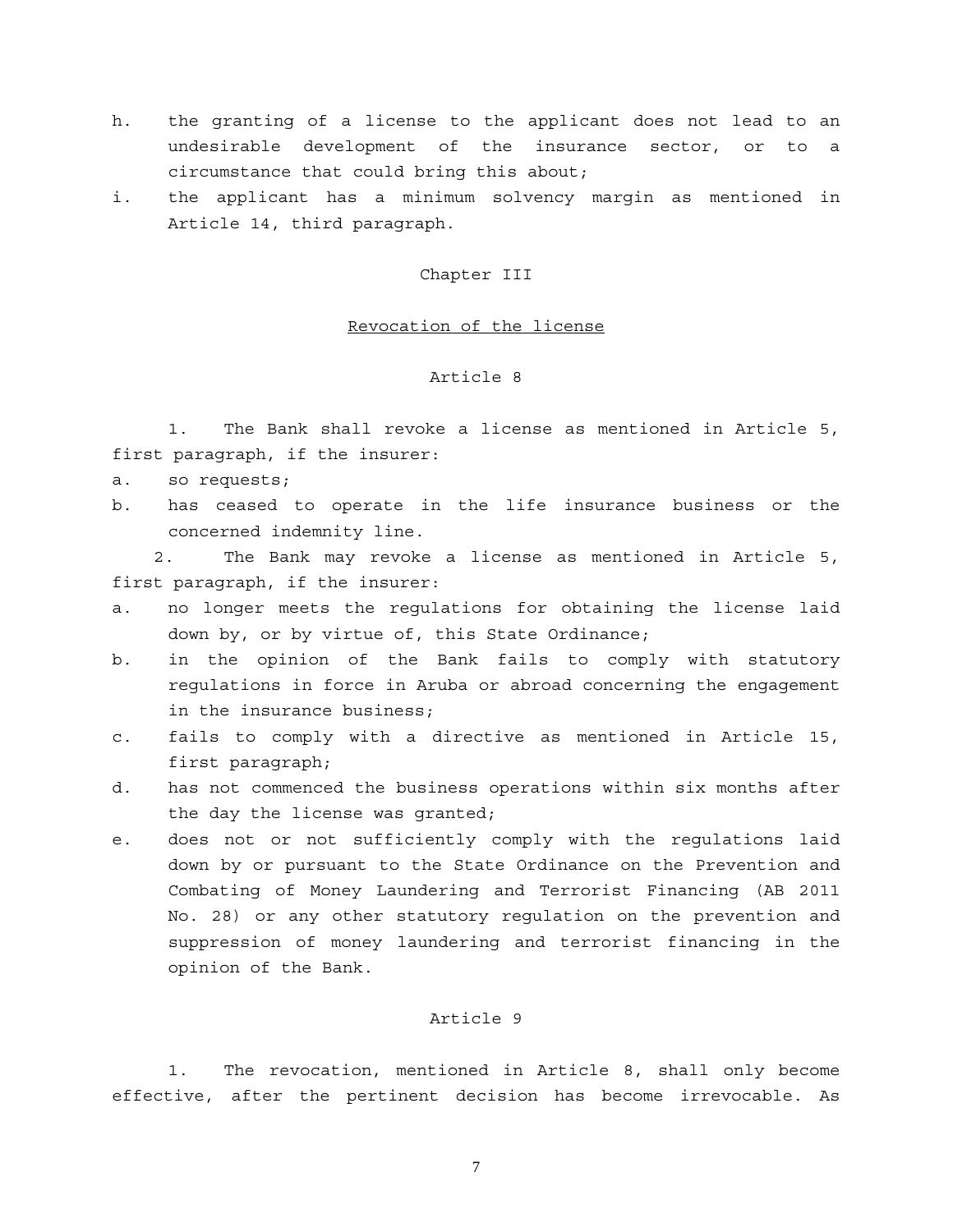h. the granting of a license to the applicant does not lead to an undesirable development of the insurance sector, or to a circumstance that could bring this about;

i. the applicant has a minimum solvency margin as mentioned in Article 14, third paragraph.

## Chapter III

## Revocation of the license

### Article 8

1. The Bank shall revoke a license as mentioned in Article 5, first paragraph, if the insurer:

a. so requests;

b. has ceased to operate in the life insurance business or the concerned indemnity line.

2. The Bank may revoke a license as mentioned in Article 5, first paragraph, if the insurer:

a. no longer meets the regulations for obtaining the license laid down by, or by virtue of, this State Ordinance;

b. in the opinion of the Bank fails to comply with statutory regulations in force in Aruba or abroad concerning the engagement in the insurance business;

c. fails to comply with a directive as mentioned in Article 15, first paragraph;

d. has not commenced the business operations within six months after the day the license was granted;

e. does not or not sufficiently comply with the regulations laid down by or pursuant to the State Ordinance on the Prevention and Combating of Money Laundering and Terrorist Financing (AB 2011 No. 28) or any other statutory regulation on the prevention and suppression of money laundering and terrorist financing in the opinion of the Bank.

### Article 9

1. The revocation, mentioned in Article 8, shall only become effective, after the pertinent decision has become irrevocable. As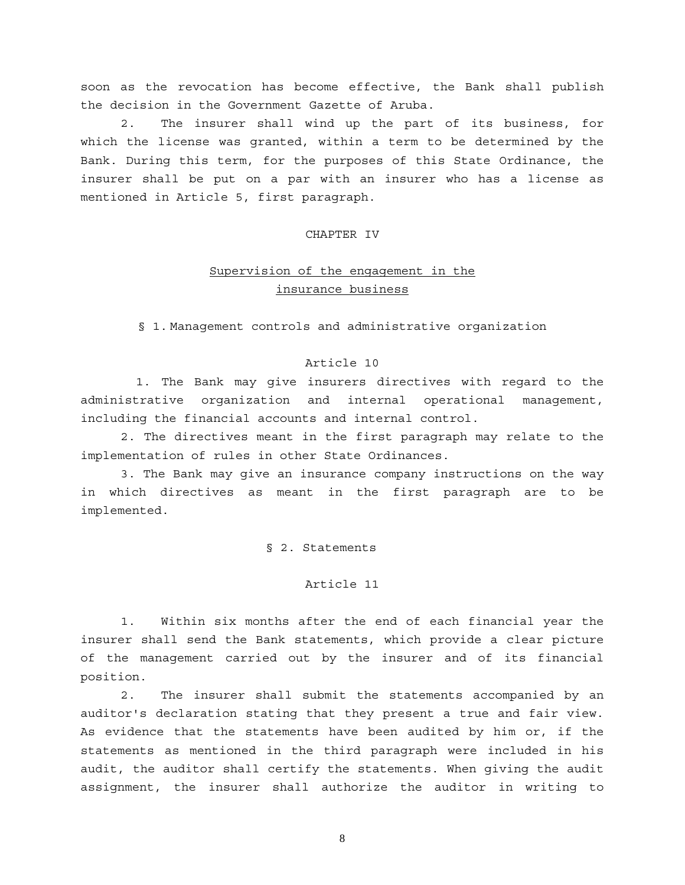soon as the revocation has become effective, the Bank shall publish the decision in the Government Gazette of Aruba.

2. The insurer shall wind up the part of its business, for which the license was granted, within a term to be determined by the Bank. During this term, for the purposes of this State Ordinance, the insurer shall be put on a par with an insurer who has a license as mentioned in Article 5, first paragraph.

## CHAPTER IV

## Supervision of the engagement in the insurance business

### § 1. Management controls and administrative organization

#### Article 10

1. The Bank may give insurers directives with regard to the administrative organization and internal operational management, including the financial accounts and internal control.

2. The directives meant in the first paragraph may relate to the implementation of rules in other State Ordinances.

3. The Bank may give an insurance company instructions on the way in which directives as meant in the first paragraph are to be implemented.

### § 2. Statements

#### Article 11

1. Within six months after the end of each financial year the insurer shall send the Bank statements, which provide a clear picture of the management carried out by the insurer and of its financial position.

2. The insurer shall submit the statements accompanied by an auditor's declaration stating that they present a true and fair view. As evidence that the statements have been audited by him or, if the statements as mentioned in the third paragraph were included in his audit, the auditor shall certify the statements. When giving the audit assignment, the insurer shall authorize the auditor in writing to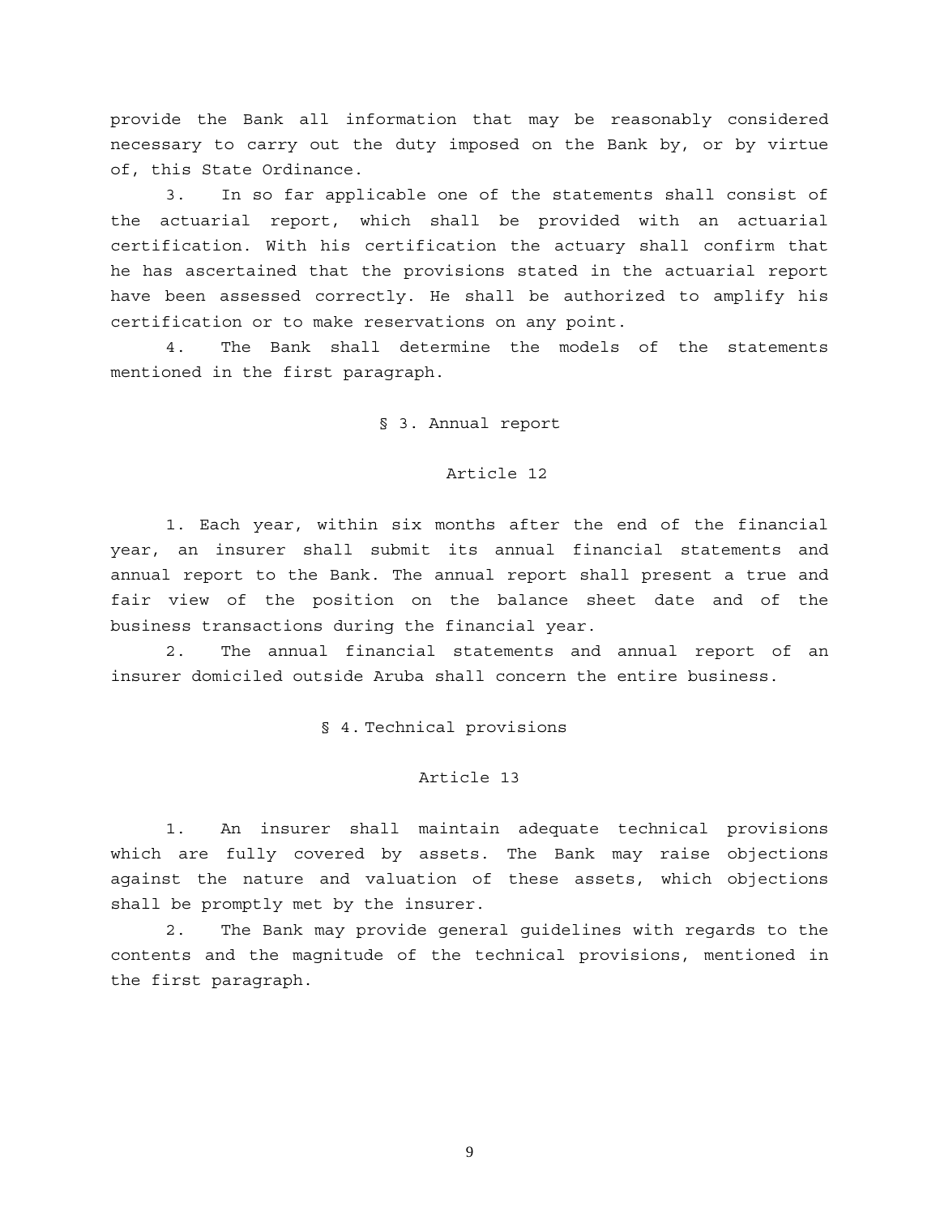provide the Bank all information that may be reasonably considered necessary to carry out the duty imposed on the Bank by, or by virtue of, this State Ordinance.

3. In so far applicable one of the statements shall consist of the actuarial report, which shall be provided with an actuarial certification. With his certification the actuary shall confirm that he has ascertained that the provisions stated in the actuarial report have been assessed correctly. He shall be authorized to amplify his certification or to make reservations on any point.

4. The Bank shall determine the models of the statements mentioned in the first paragraph.

## § 3. Annual report

### Article 12

1. Each year, within six months after the end of the financial year, an insurer shall submit its annual financial statements and annual report to the Bank. The annual report shall present a true and fair view of the position on the balance sheet date and of the business transactions during the financial year.

2. The annual financial statements and annual report of an insurer domiciled outside Aruba shall concern the entire business.

## § 4. Technical provisions

### Article 13

1. An insurer shall maintain adequate technical provisions which are fully covered by assets. The Bank may raise objections against the nature and valuation of these assets, which objections shall be promptly met by the insurer.

2. The Bank may provide general guidelines with regards to the contents and the magnitude of the technical provisions, mentioned in the first paragraph.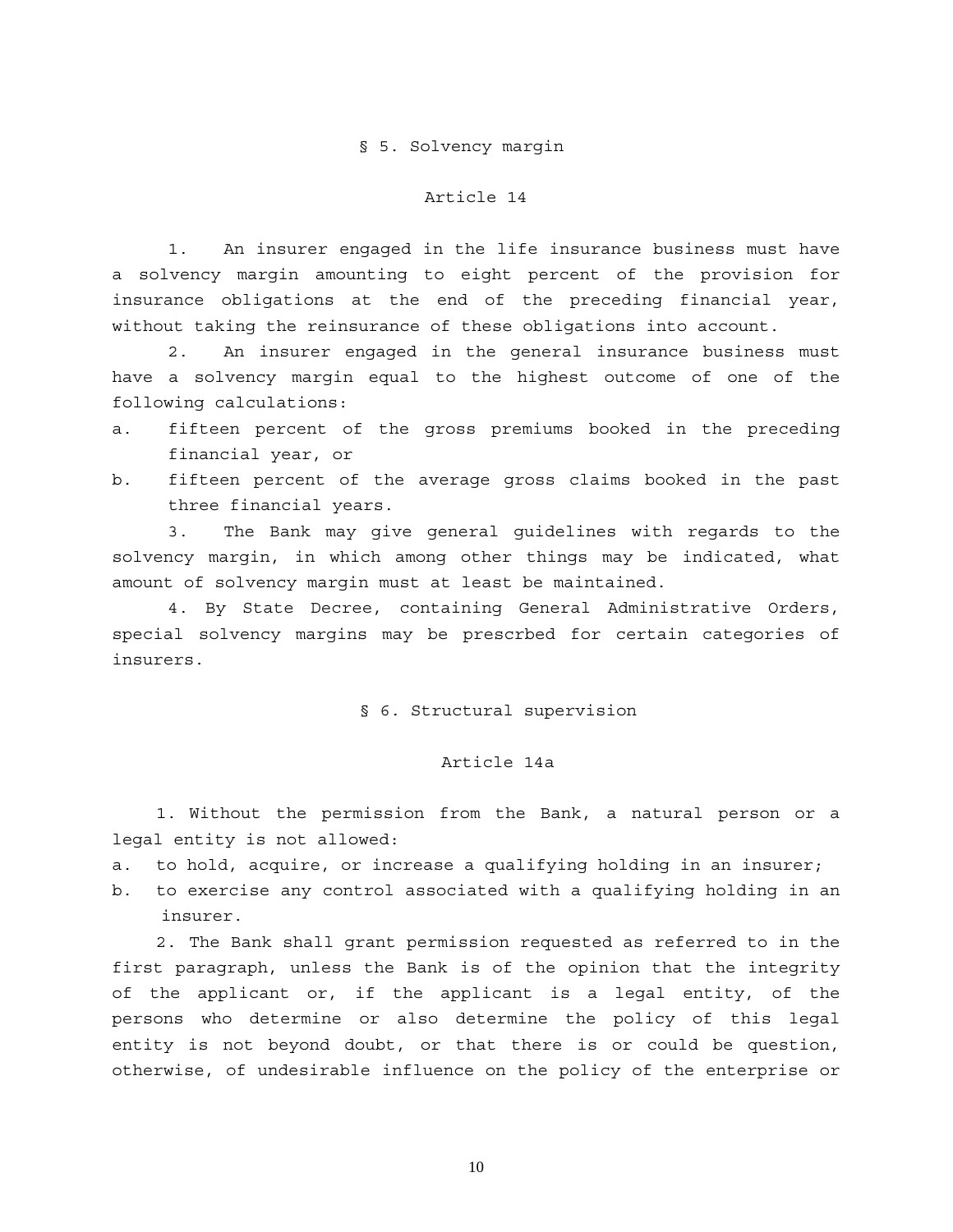## § 5. Solvency margin

### Article 14

1. An insurer engaged in the life insurance business must have a solvency margin amounting to eight percent of the provision for insurance obligations at the end of the preceding financial year, without taking the reinsurance of these obligations into account.

2. An insurer engaged in the general insurance business must have a solvency margin equal to the highest outcome of one of the following calculations:

a. fifteen percent of the gross premiums booked in the preceding financial year, or
b. fifteen percent of the average gross claims booked in the past three financial years.

3. The Bank may give general guidelines with regards to the solvency margin, in which among other things may be indicated, what amount of solvency margin must at least be maintained.

4. By State Decree, containing General Administrative Orders, special solvency margins may be prescrbed for certain categories of insurers.

## § 6. Structural supervision

### Article 14a

1. Without the permission from the Bank, a natural person or a legal entity is not allowed:

a. to hold, acquire, or increase a qualifying holding in an insurer;
b. to exercise any control associated with a qualifying holding in an insurer.

2. The Bank shall grant permission requested as referred to in the first paragraph, unless the Bank is of the opinion that the integrity of the applicant or, if the applicant is a legal entity, of the persons who determine or also determine the policy of this legal entity is not beyond doubt, or that there is or could be question, otherwise, of undesirable influence on the policy of the enterprise or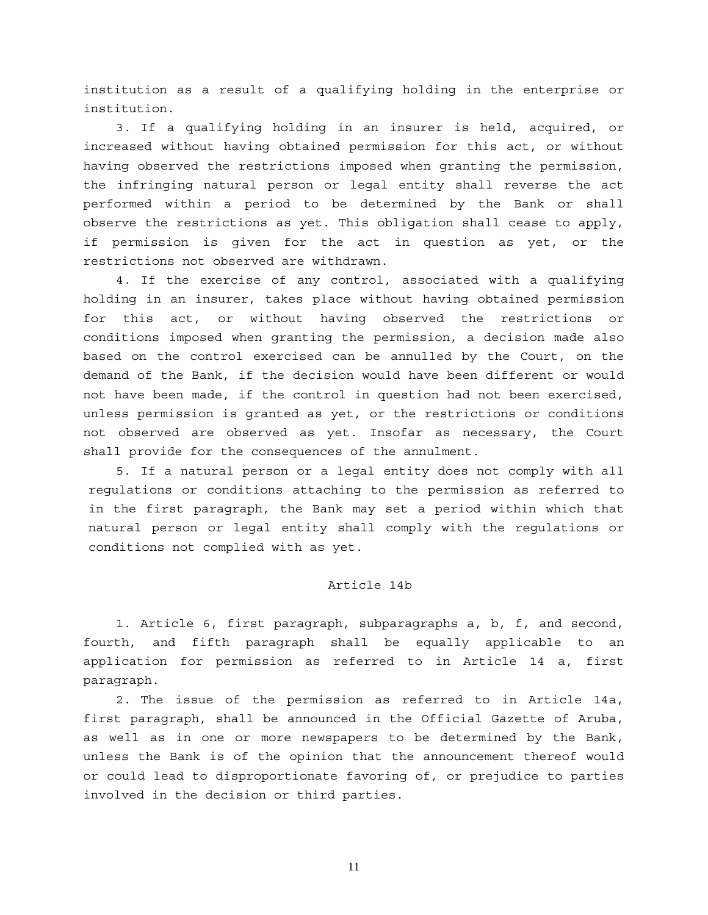institution as a result of a qualifying holding in the enterprise or institution.

3. If a qualifying holding in an insurer is held, acquired, or increased without having obtained permission for this act, or without having observed the restrictions imposed when granting the permission, the infringing natural person or legal entity shall reverse the act performed within a period to be determined by the Bank or shall observe the restrictions as yet. This obligation shall cease to apply, if permission is given for the act in question as yet, or the restrictions not observed are withdrawn.

4. If the exercise of any control, associated with a qualifying holding in an insurer, takes place without having obtained permission for this act, or without having observed the restrictions or conditions imposed when granting the permission, a decision made also based on the control exercised can be annulled by the Court, on the demand of the Bank, if the decision would have been different or would not have been made, if the control in question had not been exercised, unless permission is granted as yet, or the restrictions or conditions not observed are observed as yet. Insofar as necessary, the Court shall provide for the consequences of the annulment.

5. If a natural person or a legal entity does not comply with all regulations or conditions attaching to the permission as referred to in the first paragraph, the Bank may set a period within which that natural person or legal entity shall comply with the regulations or conditions not complied with as yet.

### Article 14b

1. Article 6, first paragraph, subparagraphs a, b, f, and second, fourth, and fifth paragraph shall be equally applicable to an application for permission as referred to in Article 14 a, first paragraph.

2. The issue of the permission as referred to in Article 14a, first paragraph, shall be announced in the Official Gazette of Aruba, as well as in one or more newspapers to be determined by the Bank, unless the Bank is of the opinion that the announcement thereof would or could lead to disproportionate favoring of, or prejudice to parties involved in the decision or third parties.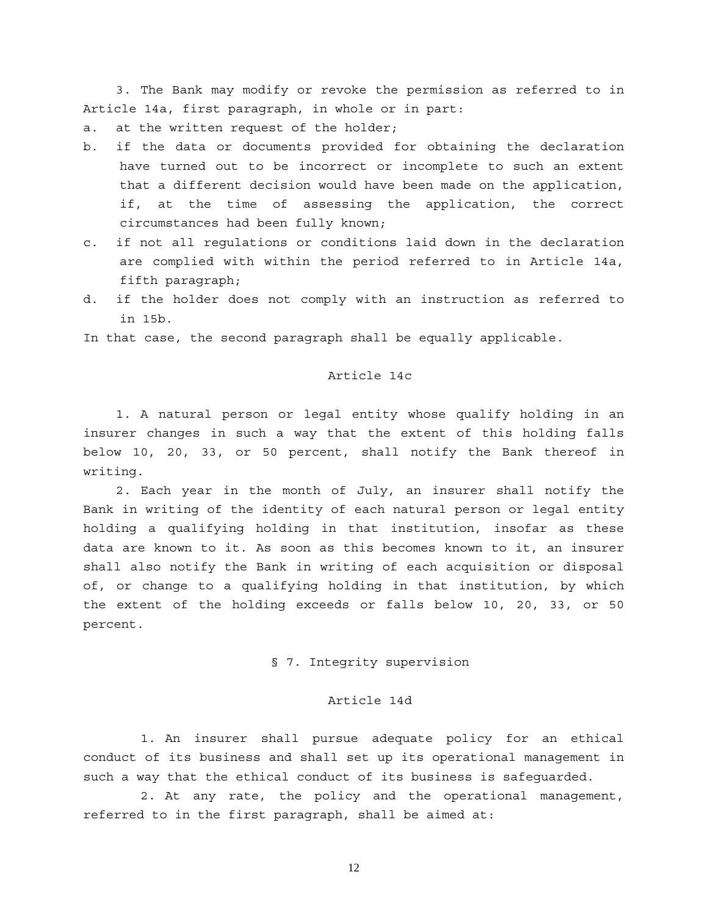3. The Bank may modify or revoke the permission as referred to in Article 14a, first paragraph, in whole or in part:

a. at the written request of the holder;
b. if the data or documents provided for obtaining the declaration have turned out to be incorrect or incomplete to such an extent that a different decision would have been made on the application, if, at the time of assessing the application, the correct circumstances had been fully known;
c. if not all regulations or conditions laid down in the declaration are complied with within the period referred to in Article 14a, fifth paragraph;
d. if the holder does not comply with an instruction as referred to in 15b.

In that case, the second paragraph shall be equally applicable.

### Article 14c

1. A natural person or legal entity whose qualify holding in an insurer changes in such a way that the extent of this holding falls below 10, 20, 33, or 50 percent, shall notify the Bank thereof in writing.

2. Each year in the month of July, an insurer shall notify the Bank in writing of the identity of each natural person or legal entity holding a qualifying holding in that institution, insofar as these data are known to it. As soon as this becomes known to it, an insurer shall also notify the Bank in writing of each acquisition or disposal of, or change to a qualifying holding in that institution, by which the extent of the holding exceeds or falls below 10, 20, 33, or 50 percent.

## § 7. Integrity supervision

### Article 14d

1. An insurer shall pursue adequate policy for an ethical conduct of its business and shall set up its operational management in such a way that the ethical conduct of its business is safeguarded.

2. At any rate, the policy and the operational management, referred to in the first paragraph, shall be aimed at: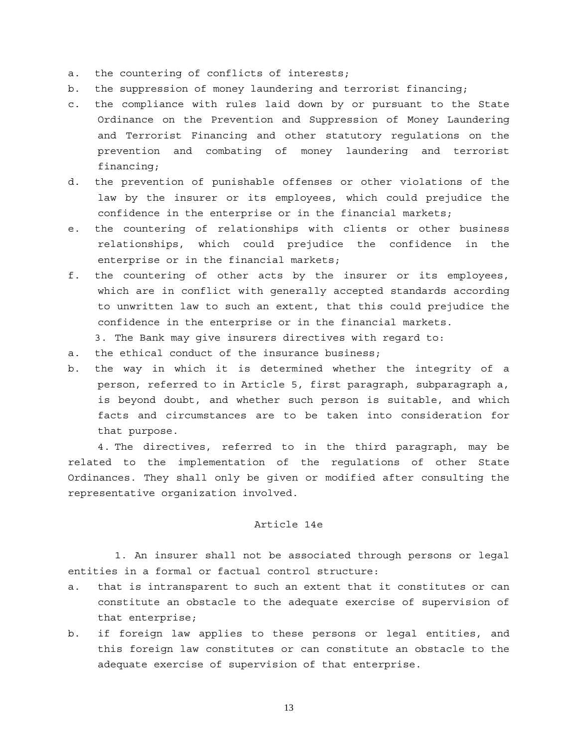a. the countering of conflicts of interests;
b. the suppression of money laundering and terrorist financing;
c. the compliance with rules laid down by or pursuant to the State Ordinance on the Prevention and Suppression of Money Laundering and Terrorist Financing and other statutory regulations on the prevention and combating of money laundering and terrorist financing;
d. the prevention of punishable offenses or other violations of the law by the insurer or its employees, which could prejudice the confidence in the enterprise or in the financial markets;
e. the countering of relationships with clients or other business relationships, which could prejudice the confidence in the enterprise or in the financial markets;
f. the countering of other acts by the insurer or its employees, which are in conflict with generally accepted standards according to unwritten law to such an extent, that this could prejudice the confidence in the enterprise or in the financial markets.

3. The Bank may give insurers directives with regard to:

a. the ethical conduct of the insurance business;
b. the way in which it is determined whether the integrity of a person, referred to in Article 5, first paragraph, subparagraph a, is beyond doubt, and whether such person is suitable, and which facts and circumstances are to be taken into consideration for that purpose.

4. The directives, referred to in the third paragraph, may be related to the implementation of the regulations of other State Ordinances. They shall only be given or modified after consulting the representative organization involved.

### Article 14e

1. An insurer shall not be associated through persons or legal entities in a formal or factual control structure:

a. that is intransparent to such an extent that it constitutes or can constitute an obstacle to the adequate exercise of supervision of that enterprise;
b. if foreign law applies to these persons or legal entities, and this foreign law constitutes or can constitute an obstacle to the adequate exercise of supervision of that enterprise.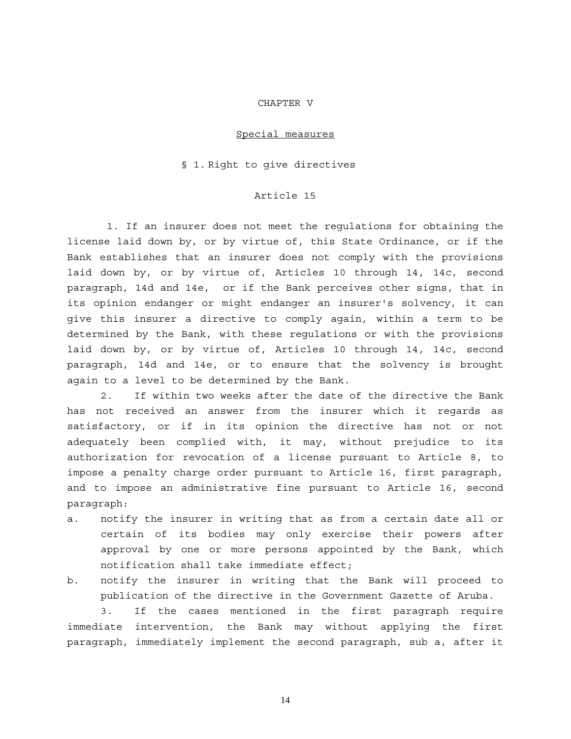# CHAPTER V

## Special measures

### § 1. Right to give directives

#### Article 15

1. If an insurer does not meet the regulations for obtaining the license laid down by, or by virtue of, this State Ordinance, or if the Bank establishes that an insurer does not comply with the provisions laid down by, or by virtue of, Articles 10 through 14, 14c, second paragraph, 14d and 14e, or if the Bank perceives other signs, that in its opinion endanger or might endanger an insurer's solvency, it can give this insurer a directive to comply again, within a term to be determined by the Bank, with these regulations or with the provisions laid down by, or by virtue of, Articles 10 through 14, 14c, second paragraph, 14d and 14e, or to ensure that the solvency is brought again to a level to be determined by the Bank.

2. If within two weeks after the date of the directive the Bank has not received an answer from the insurer which it regards as satisfactory, or if in its opinion the directive has not or not adequately been complied with, it may, without prejudice to its authorization for revocation of a license pursuant to Article 8, to impose a penalty charge order pursuant to Article 16, first paragraph, and to impose an administrative fine pursuant to Article 16, second paragraph:

a. notify the insurer in writing that as from a certain date all or certain of its bodies may only exercise their powers after approval by one or more persons appointed by the Bank, which notification shall take immediate effect;

b. notify the insurer in writing that the Bank will proceed to publication of the directive in the Government Gazette of Aruba.

3. If the cases mentioned in the first paragraph require immediate intervention, the Bank may without applying the first paragraph, immediately implement the second paragraph, sub a, after it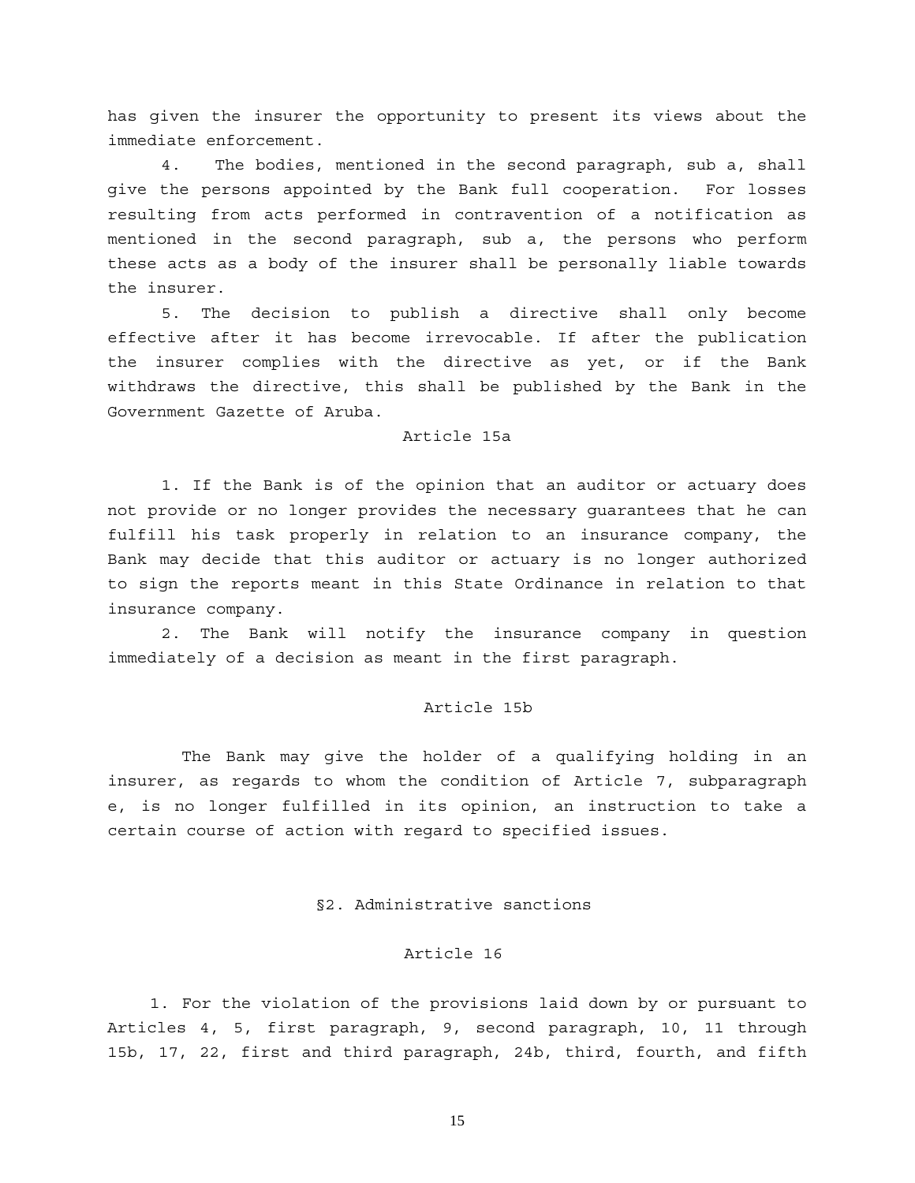has given the insurer the opportunity to present its views about the immediate enforcement.

4. The bodies, mentioned in the second paragraph, sub a, shall give the persons appointed by the Bank full cooperation. For losses resulting from acts performed in contravention of a notification as mentioned in the second paragraph, sub a, the persons who perform these acts as a body of the insurer shall be personally liable towards the insurer.

5. The decision to publish a directive shall only become effective after it has become irrevocable. If after the publication the insurer complies with the directive as yet, or if the Bank withdraws the directive, this shall be published by the Bank in the Government Gazette of Aruba.

### Article 15a

1. If the Bank is of the opinion that an auditor or actuary does not provide or no longer provides the necessary guarantees that he can fulfill his task properly in relation to an insurance company, the Bank may decide that this auditor or actuary is no longer authorized to sign the reports meant in this State Ordinance in relation to that insurance company.

2. The Bank will notify the insurance company in question immediately of a decision as meant in the first paragraph.

### Article 15b

The Bank may give the holder of a qualifying holding in an insurer, as regards to whom the condition of Article 7, subparagraph e, is no longer fulfilled in its opinion, an instruction to take a certain course of action with regard to specified issues.

## §2. Administrative sanctions

### Article 16

1. For the violation of the provisions laid down by or pursuant to Articles 4, 5, first paragraph, 9, second paragraph, 10, 11 through 15b, 17, 22, first and third paragraph, 24b, third, fourth, and fifth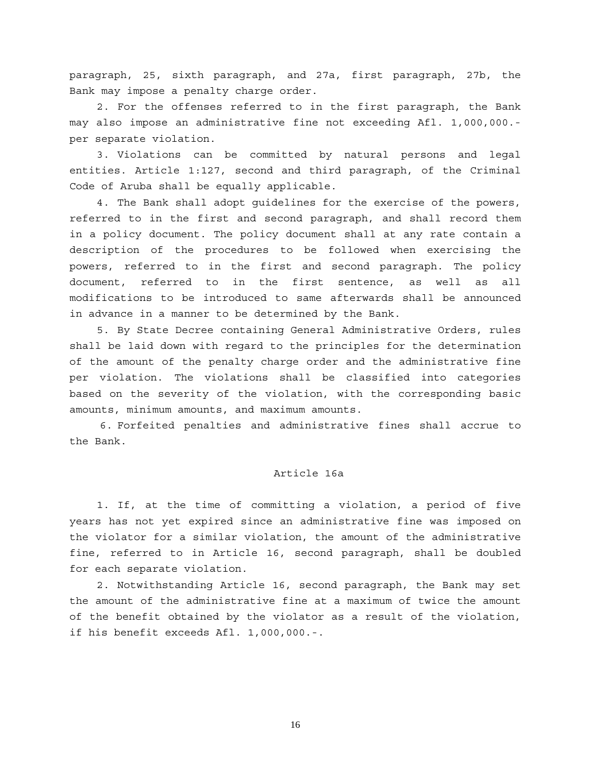paragraph, 25, sixth paragraph, and 27a, first paragraph, 27b, the Bank may impose a penalty charge order.

2. For the offenses referred to in the first paragraph, the Bank may also impose an administrative fine not exceeding Afl. 1,000,000.- per separate violation.

3. Violations can be committed by natural persons and legal entities. Article 1:127, second and third paragraph, of the Criminal Code of Aruba shall be equally applicable.

4. The Bank shall adopt guidelines for the exercise of the powers, referred to in the first and second paragraph, and shall record them in a policy document. The policy document shall at any rate contain a description of the procedures to be followed when exercising the powers, referred to in the first and second paragraph. The policy document, referred to in the first sentence, as well as all modifications to be introduced to same afterwards shall be announced in advance in a manner to be determined by the Bank.

5. By State Decree containing General Administrative Orders, rules shall be laid down with regard to the principles for the determination of the amount of the penalty charge order and the administrative fine per violation. The violations shall be classified into categories based on the severity of the violation, with the corresponding basic amounts, minimum amounts, and maximum amounts.

6. Forfeited penalties and administrative fines shall accrue to the Bank.

## Article 16a

1. If, at the time of committing a violation, a period of five years has not yet expired since an administrative fine was imposed on the violator for a similar violation, the amount of the administrative fine, referred to in Article 16, second paragraph, shall be doubled for each separate violation.

2. Notwithstanding Article 16, second paragraph, the Bank may set the amount of the administrative fine at a maximum of twice the amount of the benefit obtained by the violator as a result of the violation, if his benefit exceeds Afl. 1,000,000.-.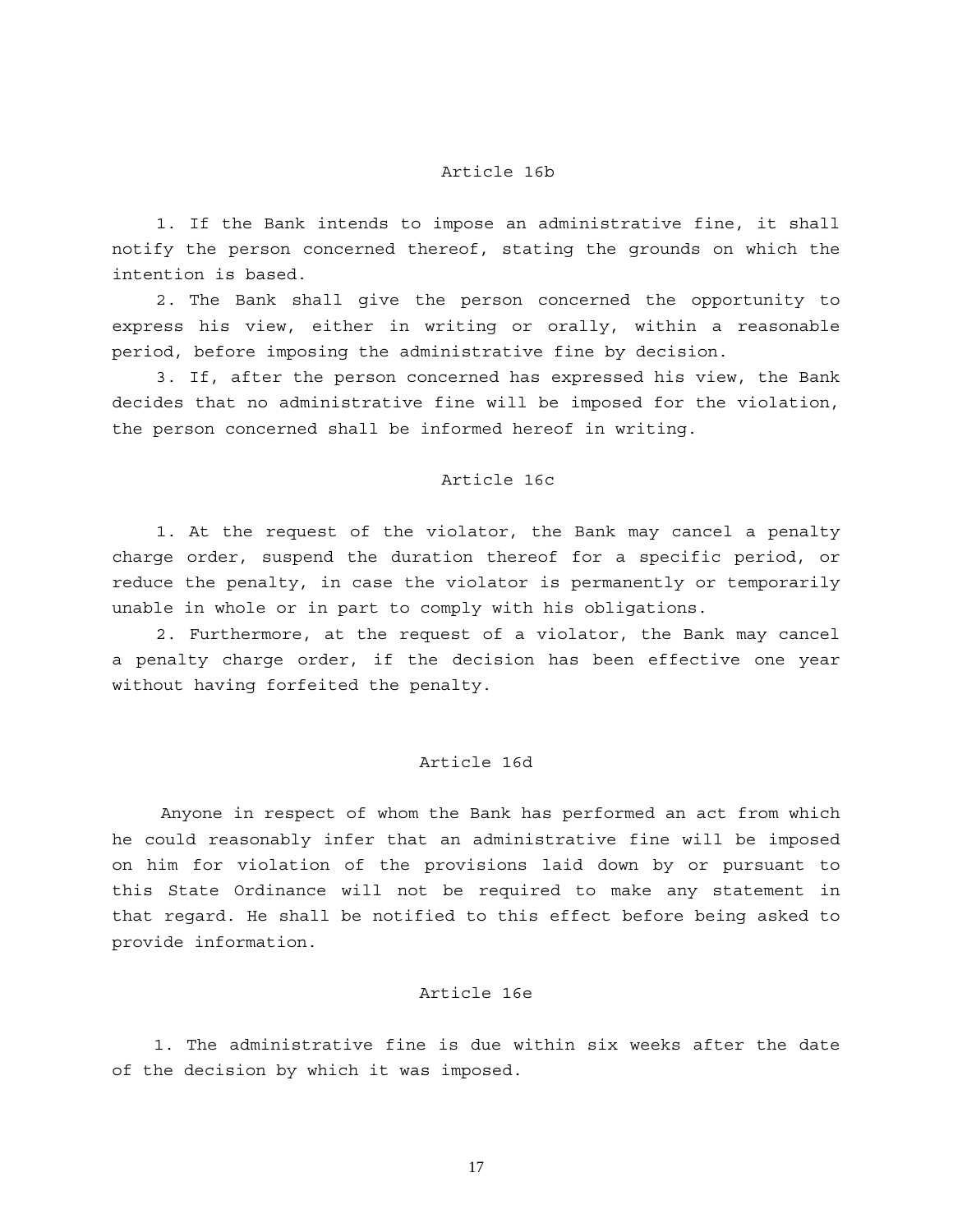## Article 16b

1. If the Bank intends to impose an administrative fine, it shall notify the person concerned thereof, stating the grounds on which the intention is based.

2. The Bank shall give the person concerned the opportunity to express his view, either in writing or orally, within a reasonable period, before imposing the administrative fine by decision.

3. If, after the person concerned has expressed his view, the Bank decides that no administrative fine will be imposed for the violation, the person concerned shall be informed hereof in writing.

## Article 16c

1. At the request of the violator, the Bank may cancel a penalty charge order, suspend the duration thereof for a specific period, or reduce the penalty, in case the violator is permanently or temporarily unable in whole or in part to comply with his obligations.

2. Furthermore, at the request of a violator, the Bank may cancel a penalty charge order, if the decision has been effective one year without having forfeited the penalty.

## Article 16d

Anyone in respect of whom the Bank has performed an act from which he could reasonably infer that an administrative fine will be imposed on him for violation of the provisions laid down by or pursuant to this State Ordinance will not be required to make any statement in that regard. He shall be notified to this effect before being asked to provide information.

## Article 16e

1. The administrative fine is due within six weeks after the date of the decision by which it was imposed.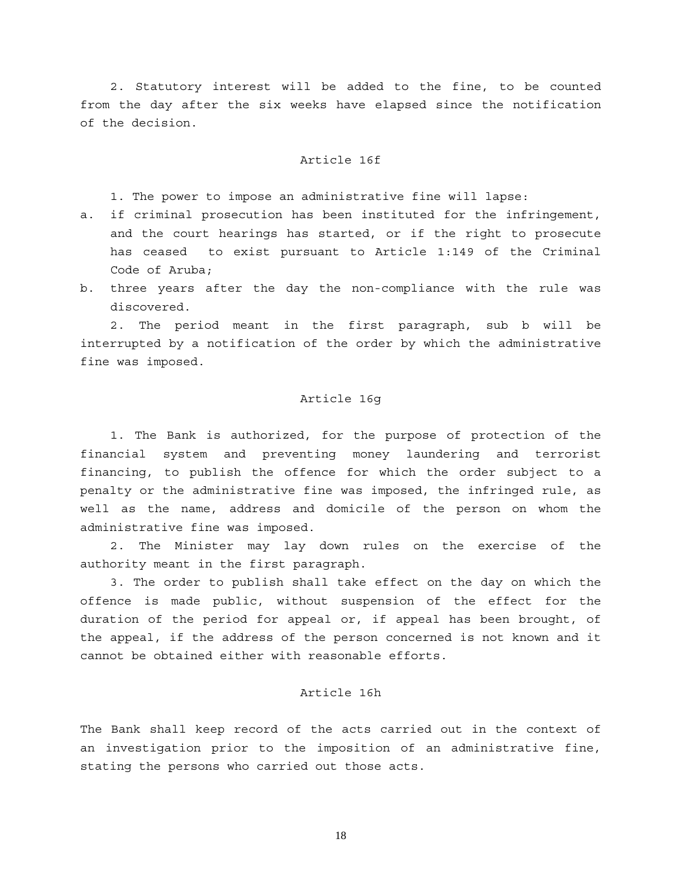2. Statutory interest will be added to the fine, to be counted from the day after the six weeks have elapsed since the notification of the decision.

### Article 16f

1. The power to impose an administrative fine will lapse:

a. if criminal prosecution has been instituted for the infringement, and the court hearings has started, or if the right to prosecute has ceased to exist pursuant to Article 1:149 of the Criminal Code of Aruba;

b. three years after the day the non-compliance with the rule was discovered.

2. The period meant in the first paragraph, sub b will be interrupted by a notification of the order by which the administrative fine was imposed.

### Article 16g

1. The Bank is authorized, for the purpose of protection of the financial system and preventing money laundering and terrorist financing, to publish the offence for which the order subject to a penalty or the administrative fine was imposed, the infringed rule, as well as the name, address and domicile of the person on whom the administrative fine was imposed.

2. The Minister may lay down rules on the exercise of the authority meant in the first paragraph.

3. The order to publish shall take effect on the day on which the offence is made public, without suspension of the effect for the duration of the period for appeal or, if appeal has been brought, of the appeal, if the address of the person concerned is not known and it cannot be obtained either with reasonable efforts.

### Article 16h

The Bank shall keep record of the acts carried out in the context of an investigation prior to the imposition of an administrative fine, stating the persons who carried out those acts.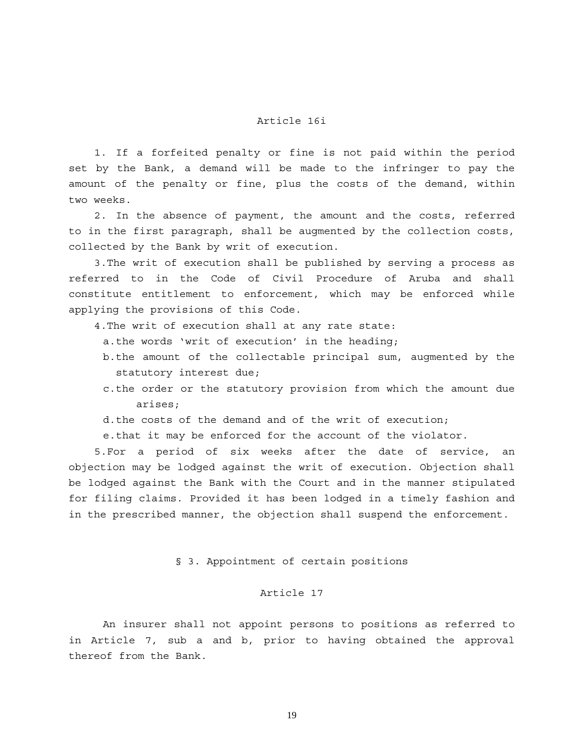## Article 16i

1. If a forfeited penalty or fine is not paid within the period set by the Bank, a demand will be made to the infringer to pay the amount of the penalty or fine, plus the costs of the demand, within two weeks.

2. In the absence of payment, the amount and the costs, referred to in the first paragraph, shall be augmented by the collection costs, collected by the Bank by writ of execution.

3. The writ of execution shall be published by serving a process as referred to in the Code of Civil Procedure of Aruba and shall constitute entitlement to enforcement, which may be enforced while applying the provisions of this Code.

4. The writ of execution shall at any rate state:

a. the words 'writ of execution' in the heading;

b. the amount of the collectable principal sum, augmented by the statutory interest due;

c. the order or the statutory provision from which the amount due arises;

d. the costs of the demand and of the writ of execution;

e. that it may be enforced for the account of the violator.

5. For a period of six weeks after the date of service, an objection may be lodged against the writ of execution. Objection shall be lodged against the Bank with the Court and in the manner stipulated for filing claims. Provided it has been lodged in a timely fashion and in the prescribed manner, the objection shall suspend the enforcement.

## § 3. Appointment of certain positions

## Article 17

An insurer shall not appoint persons to positions as referred to in Article 7, sub a and b, prior to having obtained the approval thereof from the Bank.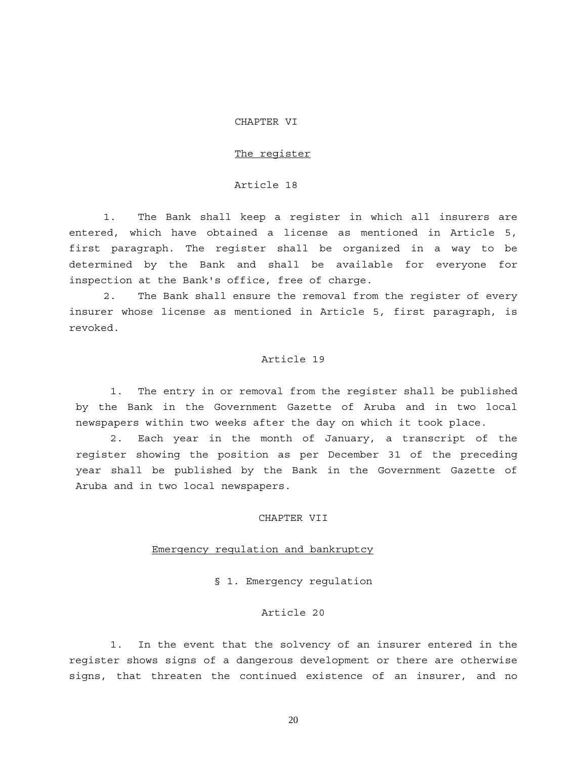## CHAPTER VI

### The register

#### Article 18

1. The Bank shall keep a register in which all insurers are entered, which have obtained a license as mentioned in Article 5, first paragraph. The register shall be organized in a way to be determined by the Bank and shall be available for everyone for inspection at the Bank's office, free of charge.

2. The Bank shall ensure the removal from the register of every insurer whose license as mentioned in Article 5, first paragraph, is revoked.

#### Article 19

1. The entry in or removal from the register shall be published by the Bank in the Government Gazette of Aruba and in two local newspapers within two weeks after the day on which it took place.

2. Each year in the month of January, a transcript of the register showing the position as per December 31 of the preceding year shall be published by the Bank in the Government Gazette of Aruba and in two local newspapers.

## CHAPTER VII

### Emergency regulation and bankruptcy

### § 1. Emergency regulation

#### Article 20

1. In the event that the solvency of an insurer entered in the register shows signs of a dangerous development or there are otherwise signs, that threaten the continued existence of an insurer, and no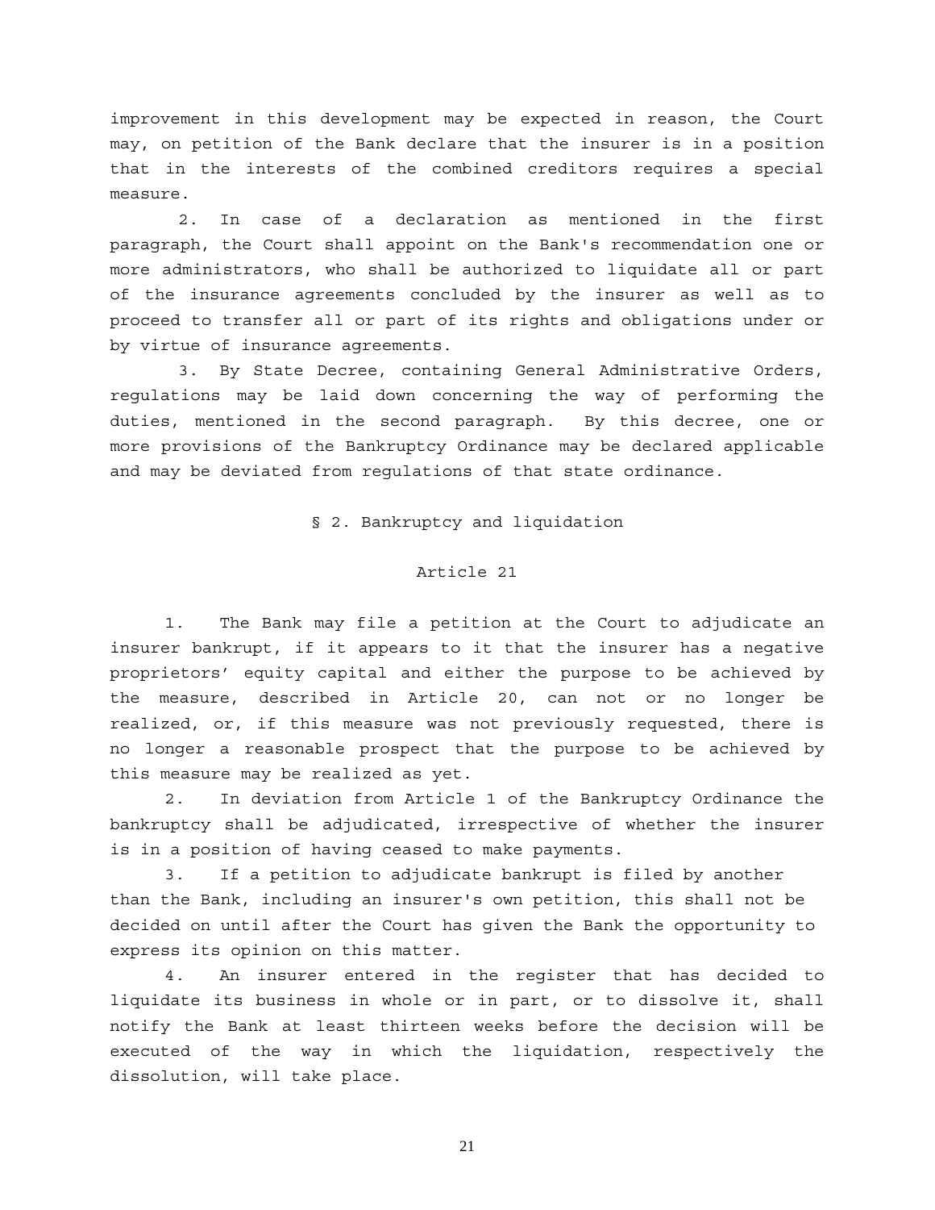improvement in this development may be expected in reason, the Court may, on petition of the Bank declare that the insurer is in a position that in the interests of the combined creditors requires a special measure.

2. In case of a declaration as mentioned in the first paragraph, the Court shall appoint on the Bank's recommendation one or more administrators, who shall be authorized to liquidate all or part of the insurance agreements concluded by the insurer as well as to proceed to transfer all or part of its rights and obligations under or by virtue of insurance agreements.

3. By State Decree, containing General Administrative Orders, regulations may be laid down concerning the way of performing the duties, mentioned in the second paragraph. By this decree, one or more provisions of the Bankruptcy Ordinance may be declared applicable and may be deviated from regulations of that state ordinance.

## § 2. Bankruptcy and liquidation

### Article 21

1. The Bank may file a petition at the Court to adjudicate an insurer bankrupt, if it appears to it that the insurer has a negative proprietors' equity capital and either the purpose to be achieved by the measure, described in Article 20, can not or no longer be realized, or, if this measure was not previously requested, there is no longer a reasonable prospect that the purpose to be achieved by this measure may be realized as yet.

2. In deviation from Article 1 of the Bankruptcy Ordinance the bankruptcy shall be adjudicated, irrespective of whether the insurer is in a position of having ceased to make payments.

3. If a petition to adjudicate bankrupt is filed by another than the Bank, including an insurer's own petition, this shall not be decided on until after the Court has given the Bank the opportunity to express its opinion on this matter.

4. An insurer entered in the register that has decided to liquidate its business in whole or in part, or to dissolve it, shall notify the Bank at least thirteen weeks before the decision will be executed of the way in which the liquidation, respectively the dissolution, will take place.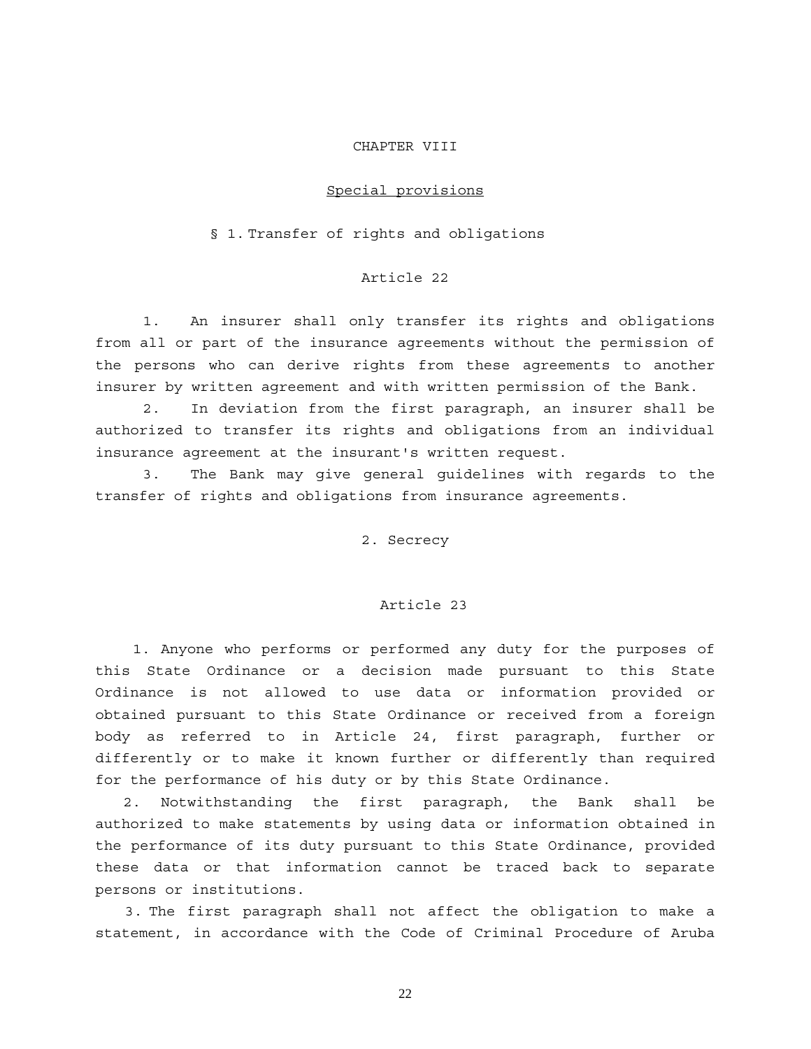# CHAPTER VIII

## Special provisions

### § 1. Transfer of rights and obligations

#### Article 22

1. An insurer shall only transfer its rights and obligations from all or part of the insurance agreements without the permission of the persons who can derive rights from these agreements to another insurer by written agreement and with written permission of the Bank.

2. In deviation from the first paragraph, an insurer shall be authorized to transfer its rights and obligations from an individual insurance agreement at the insurant's written request.

3. The Bank may give general guidelines with regards to the transfer of rights and obligations from insurance agreements.

### 2. Secrecy

#### Article 23

1. Anyone who performs or performed any duty for the purposes of this State Ordinance or a decision made pursuant to this State Ordinance is not allowed to use data or information provided or obtained pursuant to this State Ordinance or received from a foreign body as referred to in Article 24, first paragraph, further or differently or to make it known further or differently than required for the performance of his duty or by this State Ordinance.

2. Notwithstanding the first paragraph, the Bank shall be authorized to make statements by using data or information obtained in the performance of its duty pursuant to this State Ordinance, provided these data or that information cannot be traced back to separate persons or institutions.

3. The first paragraph shall not affect the obligation to make a statement, in accordance with the Code of Criminal Procedure of Aruba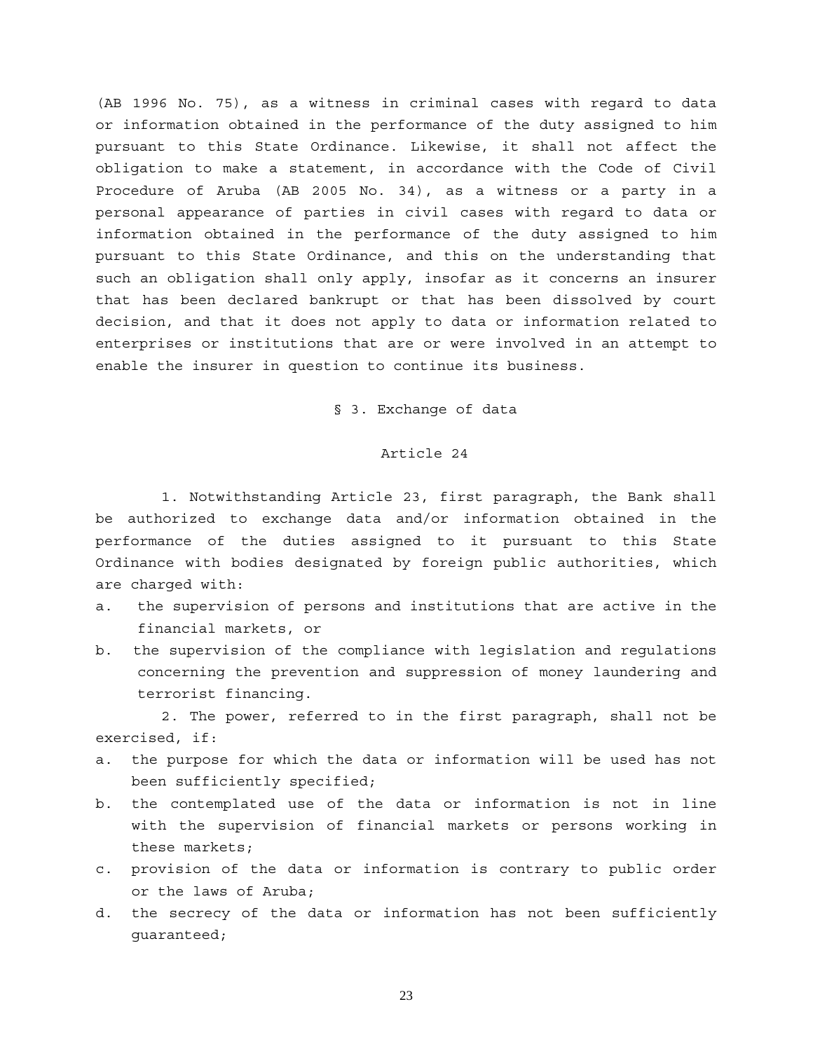(AB 1996 No. 75), as a witness in criminal cases with regard to data or information obtained in the performance of the duty assigned to him pursuant to this State Ordinance. Likewise, it shall not affect the obligation to make a statement, in accordance with the Code of Civil Procedure of Aruba (AB 2005 No. 34), as a witness or a party in a personal appearance of parties in civil cases with regard to data or information obtained in the performance of the duty assigned to him pursuant to this State Ordinance, and this on the understanding that such an obligation shall only apply, insofar as it concerns an insurer that has been declared bankrupt or that has been dissolved by court decision, and that it does not apply to data or information related to enterprises or institutions that are or were involved in an attempt to enable the insurer in question to continue its business.

## § 3. Exchange of data

### Article 24

1. Notwithstanding Article 23, first paragraph, the Bank shall be authorized to exchange data and/or information obtained in the performance of the duties assigned to it pursuant to this State Ordinance with bodies designated by foreign public authorities, which are charged with:

a. the supervision of persons and institutions that are active in the financial markets, or

b. the supervision of the compliance with legislation and regulations concerning the prevention and suppression of money laundering and terrorist financing.

2. The power, referred to in the first paragraph, shall not be exercised, if:

a. the purpose for which the data or information will be used has not been sufficiently specified;

b. the contemplated use of the data or information is not in line with the supervision of financial markets or persons working in these markets;

c. provision of the data or information is contrary to public order or the laws of Aruba;

d. the secrecy of the data or information has not been sufficiently guaranteed;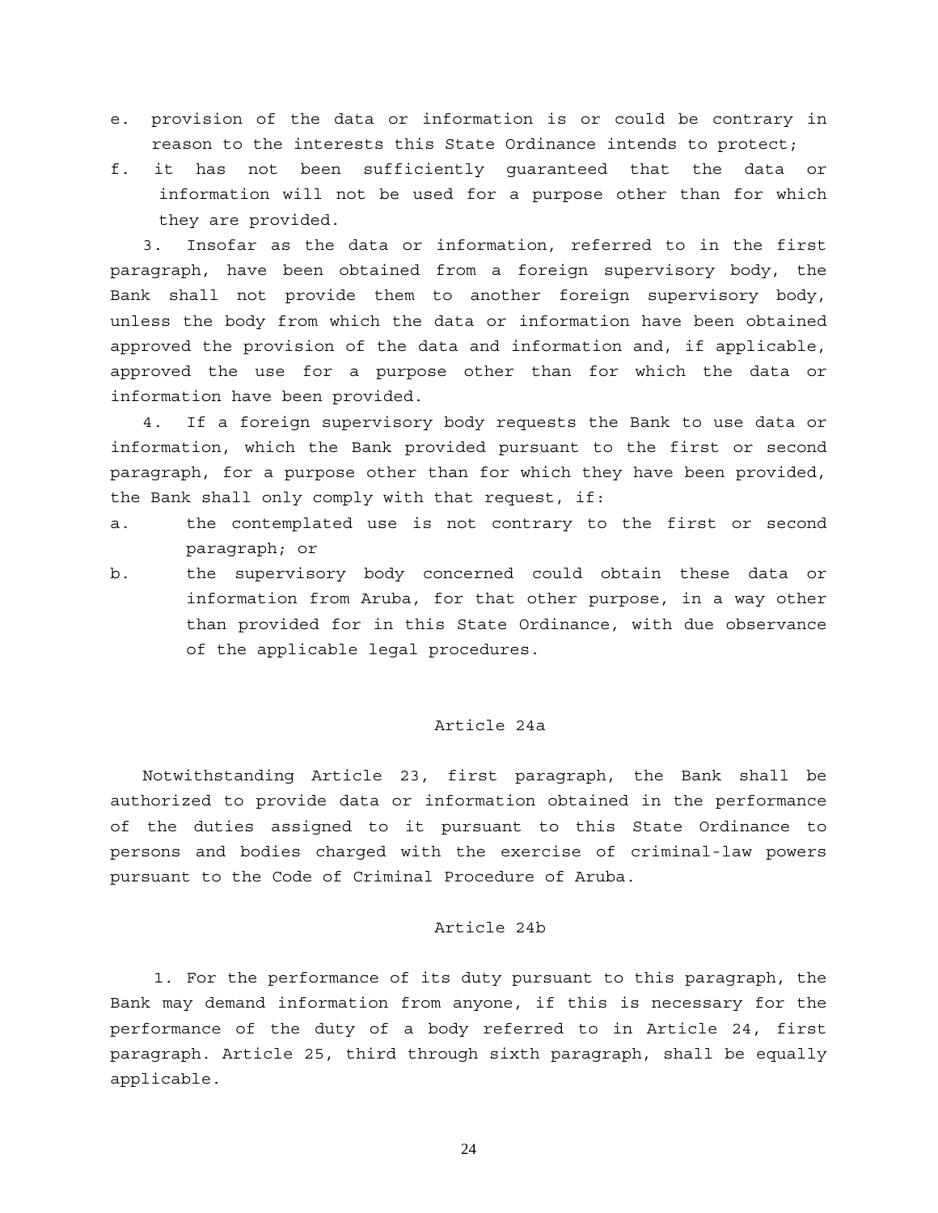e. provision of the data or information is or could be contrary in reason to the interests this State Ordinance intends to protect;

f. it has not been sufficiently guaranteed that the data or information will not be used for a purpose other than for which they are provided.

3. Insofar as the data or information, referred to in the first paragraph, have been obtained from a foreign supervisory body, the Bank shall not provide them to another foreign supervisory body, unless the body from which the data or information have been obtained approved the provision of the data and information and, if applicable, approved the use for a purpose other than for which the data or information have been provided.

4. If a foreign supervisory body requests the Bank to use data or information, which the Bank provided pursuant to the first or second paragraph, for a purpose other than for which they have been provided, the Bank shall only comply with that request, if:

a. the contemplated use is not contrary to the first or second paragraph; or

b. the supervisory body concerned could obtain these data or information from Aruba, for that other purpose, in a way other than provided for in this State Ordinance, with due observance of the applicable legal procedures.

## Article 24a

Notwithstanding Article 23, first paragraph, the Bank shall be authorized to provide data or information obtained in the performance of the duties assigned to it pursuant to this State Ordinance to persons and bodies charged with the exercise of criminal-law powers pursuant to the Code of Criminal Procedure of Aruba.

## Article 24b

1. For the performance of its duty pursuant to this paragraph, the Bank may demand information from anyone, if this is necessary for the performance of the duty of a body referred to in Article 24, first paragraph. Article 25, third through sixth paragraph, shall be equally applicable.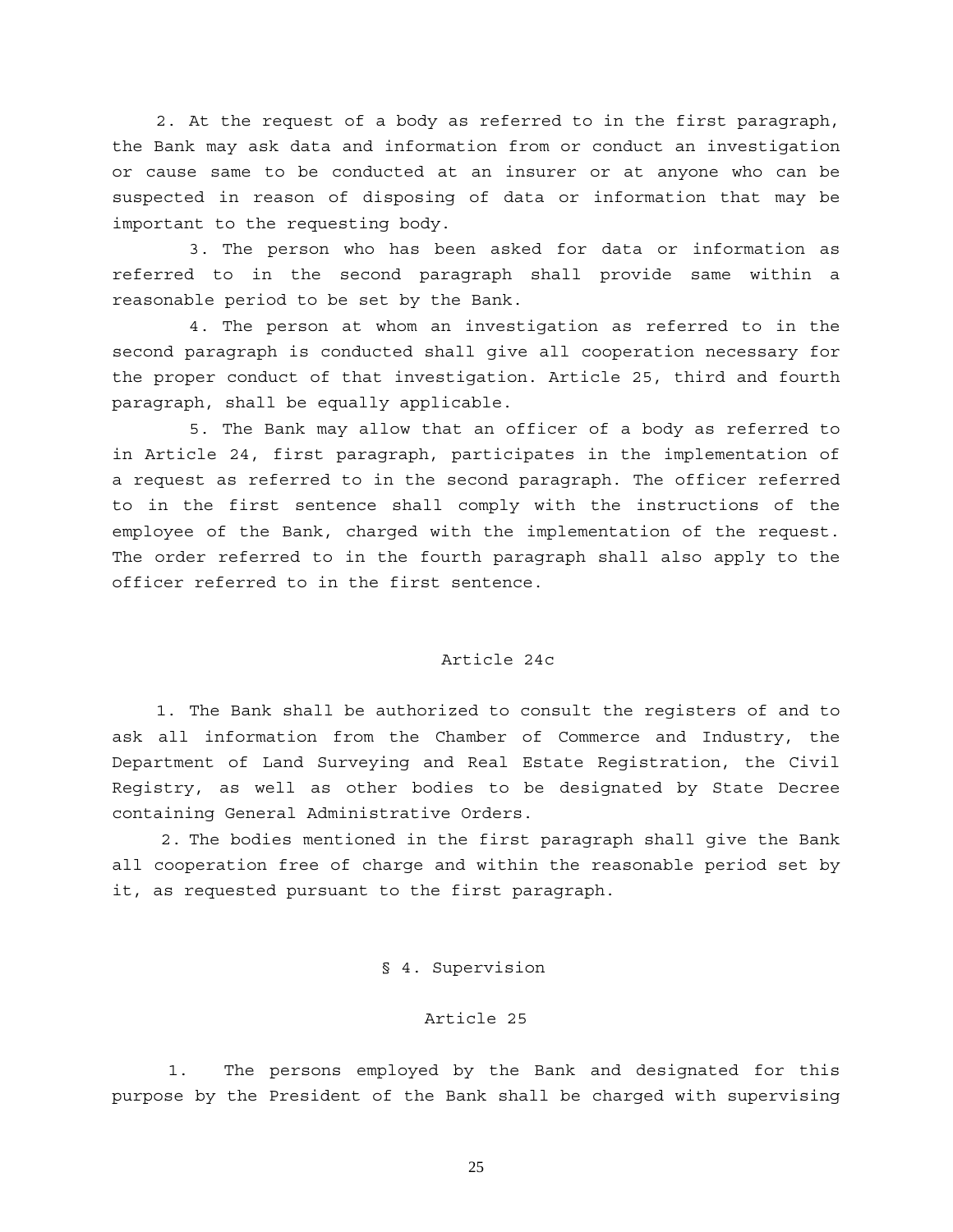2. At the request of a body as referred to in the first paragraph, the Bank may ask data and information from or conduct an investigation or cause same to be conducted at an insurer or at anyone who can be suspected in reason of disposing of data or information that may be important to the requesting body.

3. The person who has been asked for data or information as referred to in the second paragraph shall provide same within a reasonable period to be set by the Bank.

4. The person at whom an investigation as referred to in the second paragraph is conducted shall give all cooperation necessary for the proper conduct of that investigation. Article 25, third and fourth paragraph, shall be equally applicable.

5. The Bank may allow that an officer of a body as referred to in Article 24, first paragraph, participates in the implementation of a request as referred to in the second paragraph. The officer referred to in the first sentence shall comply with the instructions of the employee of the Bank, charged with the implementation of the request. The order referred to in the fourth paragraph shall also apply to the officer referred to in the first sentence.

### Article 24c

1. The Bank shall be authorized to consult the registers of and to ask all information from the Chamber of Commerce and Industry, the Department of Land Surveying and Real Estate Registration, the Civil Registry, as well as other bodies to be designated by State Decree containing General Administrative Orders.

2. The bodies mentioned in the first paragraph shall give the Bank all cooperation free of charge and within the reasonable period set by it, as requested pursuant to the first paragraph.

## § 4. Supervision

### Article 25

1. The persons employed by the Bank and designated for this purpose by the President of the Bank shall be charged with supervising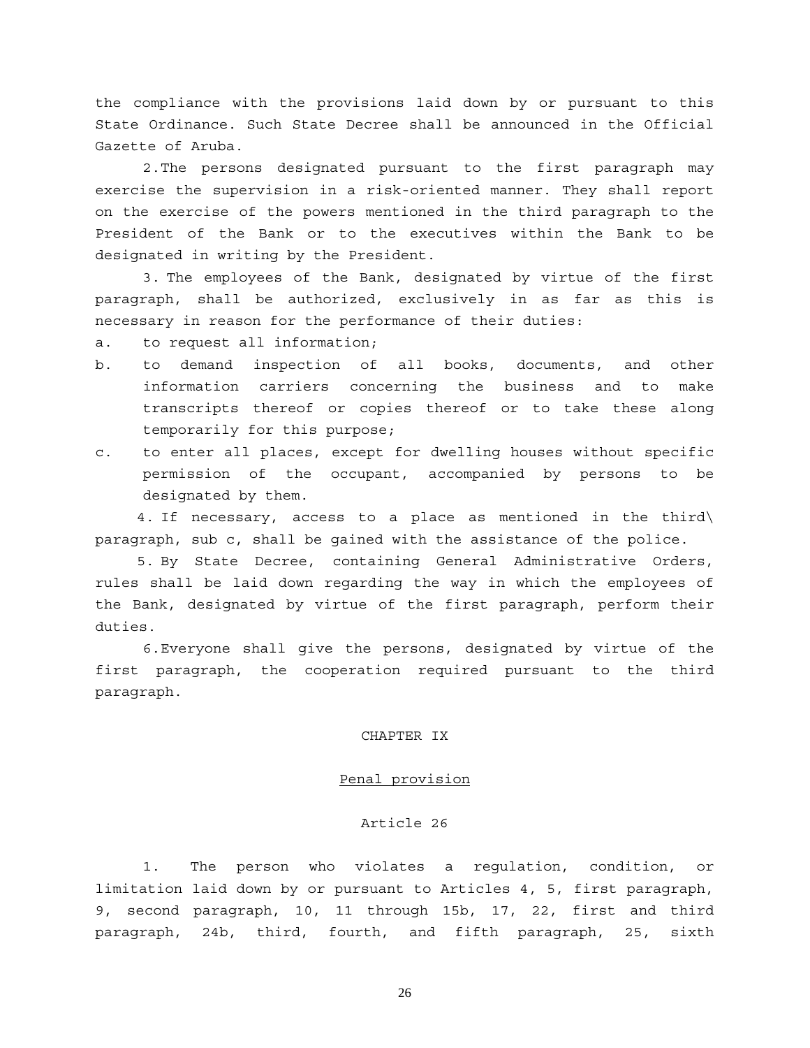the compliance with the provisions laid down by or pursuant to this State Ordinance. Such State Decree shall be announced in the Official Gazette of Aruba.

2.The persons designated pursuant to the first paragraph may exercise the supervision in a risk-oriented manner. They shall report on the exercise of the powers mentioned in the third paragraph to the President of the Bank or to the executives within the Bank to be designated in writing by the President.

3. The employees of the Bank, designated by virtue of the first paragraph, shall be authorized, exclusively in as far as this is necessary in reason for the performance of their duties:

a. to request all information;

b. to demand inspection of all books, documents, and other information carriers concerning the business and to make transcripts thereof or copies thereof or to take these along temporarily for this purpose;

c. to enter all places, except for dwelling houses without specific permission of the occupant, accompanied by persons to be designated by them.

4. If necessary, access to a place as mentioned in the third\ paragraph, sub c, shall be gained with the assistance of the police.

5. By State Decree, containing General Administrative Orders, rules shall be laid down regarding the way in which the employees of the Bank, designated by virtue of the first paragraph, perform their duties.

6.Everyone shall give the persons, designated by virtue of the first paragraph, the cooperation required pursuant to the third paragraph.

## CHAPTER IX

## Penal provision

### Article 26

1. The person who violates a regulation, condition, or limitation laid down by or pursuant to Articles 4, 5, first paragraph, 9, second paragraph, 10, 11 through 15b, 17, 22, first and third paragraph, 24b, third, fourth, and fifth paragraph, 25, sixth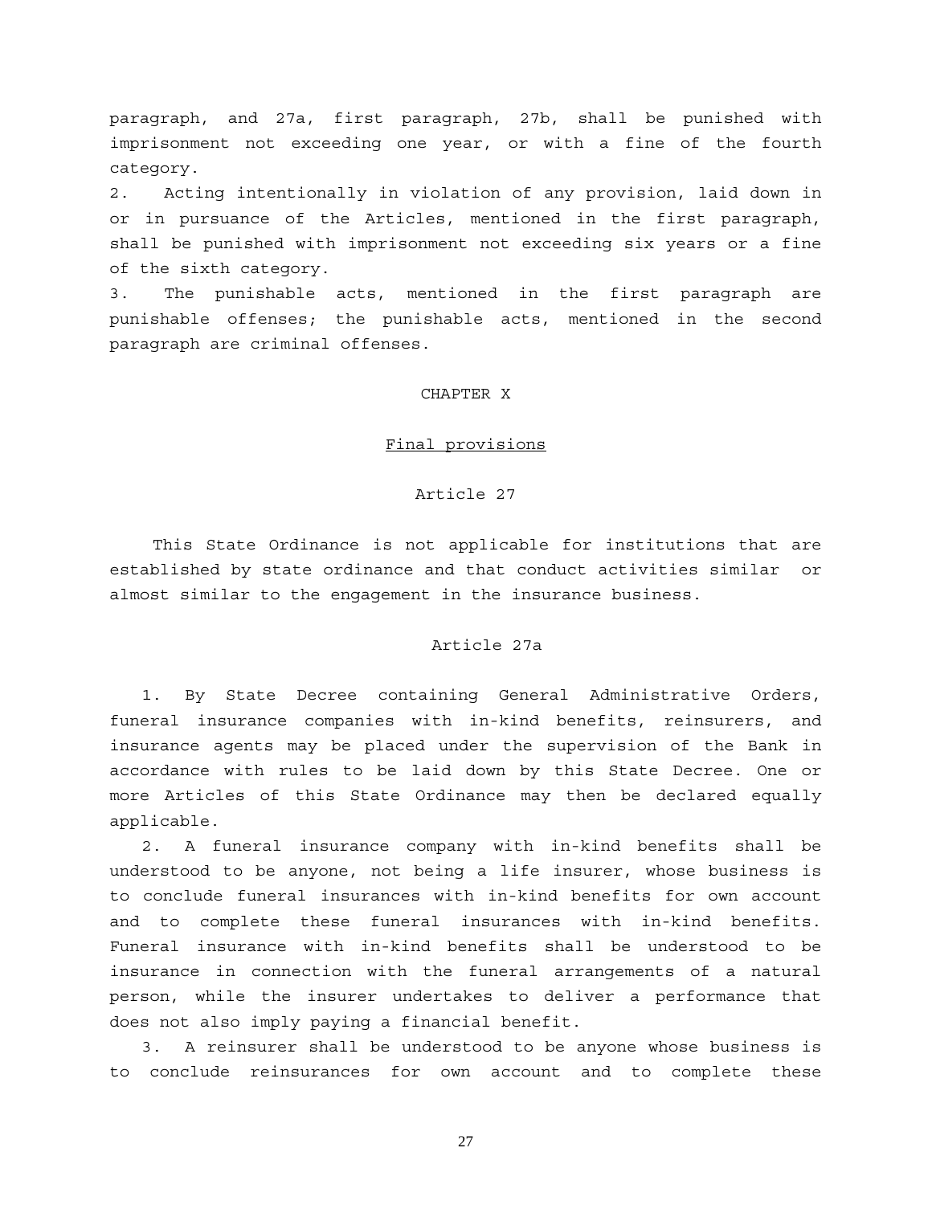paragraph, and 27a, first paragraph, 27b, shall be punished with imprisonment not exceeding one year, or with a fine of the fourth category.

2. Acting intentionally in violation of any provision, laid down in or in pursuance of the Articles, mentioned in the first paragraph, shall be punished with imprisonment not exceeding six years or a fine of the sixth category.

3. The punishable acts, mentioned in the first paragraph are punishable offenses; the punishable acts, mentioned in the second paragraph are criminal offenses.

## CHAPTER X

### Final provisions

#### Article 27

This State Ordinance is not applicable for institutions that are established by state ordinance and that conduct activities similar or almost similar to the engagement in the insurance business.

#### Article 27a

1. By State Decree containing General Administrative Orders, funeral insurance companies with in-kind benefits, reinsurers, and insurance agents may be placed under the supervision of the Bank in accordance with rules to be laid down by this State Decree. One or more Articles of this State Ordinance may then be declared equally applicable.

2. A funeral insurance company with in-kind benefits shall be understood to be anyone, not being a life insurer, whose business is to conclude funeral insurances with in-kind benefits for own account and to complete these funeral insurances with in-kind benefits. Funeral insurance with in-kind benefits shall be understood to be insurance in connection with the funeral arrangements of a natural person, while the insurer undertakes to deliver a performance that does not also imply paying a financial benefit.

3. A reinsurer shall be understood to be anyone whose business is to conclude reinsurances for own account and to complete these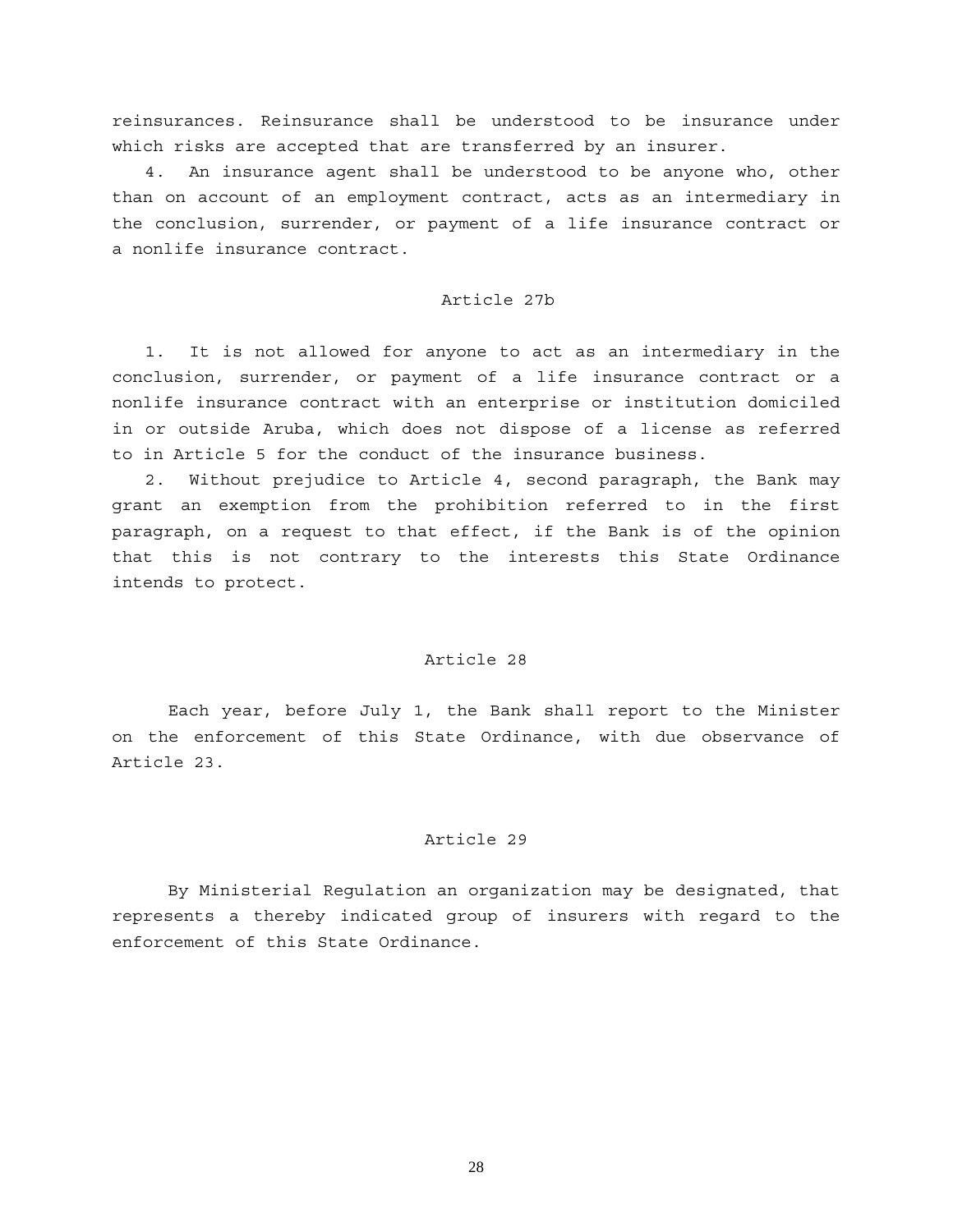reinsurances. Reinsurance shall be understood to be insurance under which risks are accepted that are transferred by an insurer.

4. An insurance agent shall be understood to be anyone who, other than on account of an employment contract, acts as an intermediary in the conclusion, surrender, or payment of a life insurance contract or a nonlife insurance contract.

## Article 27b

1. It is not allowed for anyone to act as an intermediary in the conclusion, surrender, or payment of a life insurance contract or a nonlife insurance contract with an enterprise or institution domiciled in or outside Aruba, which does not dispose of a license as referred to in Article 5 for the conduct of the insurance business.

2. Without prejudice to Article 4, second paragraph, the Bank may grant an exemption from the prohibition referred to in the first paragraph, on a request to that effect, if the Bank is of the opinion that this is not contrary to the interests this State Ordinance intends to protect.

## Article 28

Each year, before July 1, the Bank shall report to the Minister on the enforcement of this State Ordinance, with due observance of Article 23.

## Article 29

By Ministerial Regulation an organization may be designated, that represents a thereby indicated group of insurers with regard to the enforcement of this State Ordinance.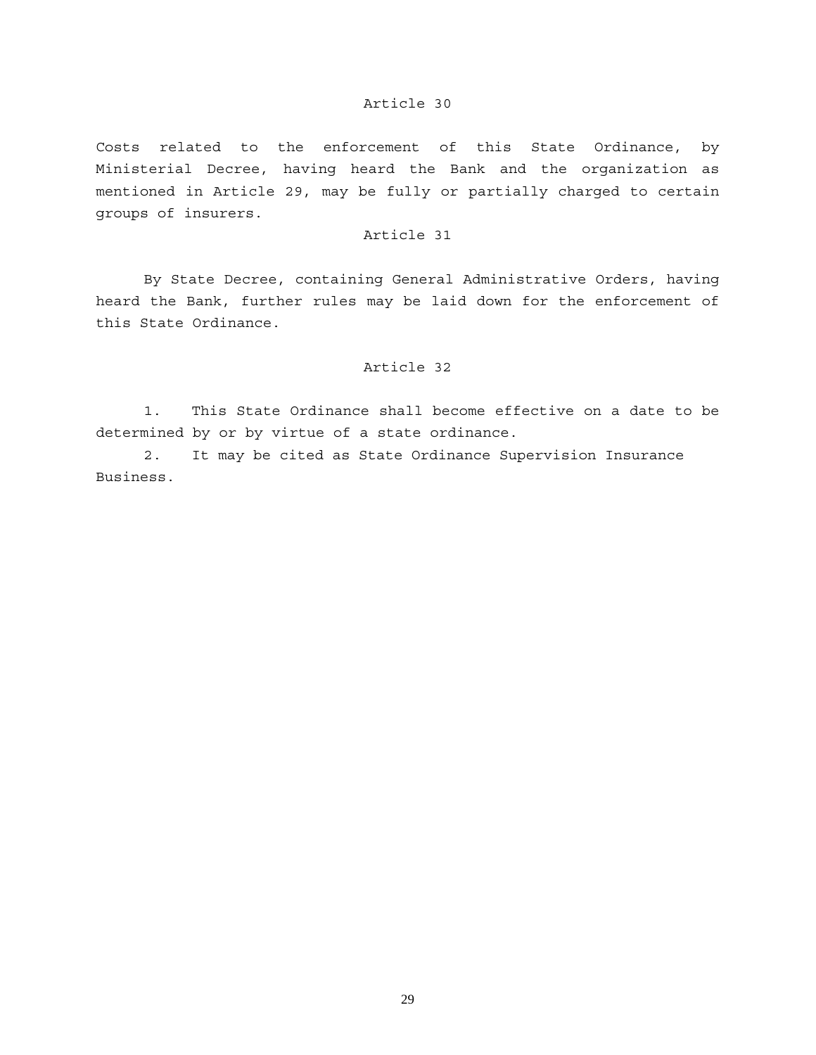## Article 30

Costs related to the enforcement of this State Ordinance, by Ministerial Decree, having heard the Bank and the organization as mentioned in Article 29, may be fully or partially charged to certain groups of insurers.

## Article 31

By State Decree, containing General Administrative Orders, having heard the Bank, further rules may be laid down for the enforcement of this State Ordinance.

## Article 32

1. This State Ordinance shall become effective on a date to be determined by or by virtue of a state ordinance.
2. It may be cited as State Ordinance Supervision Insurance Business.